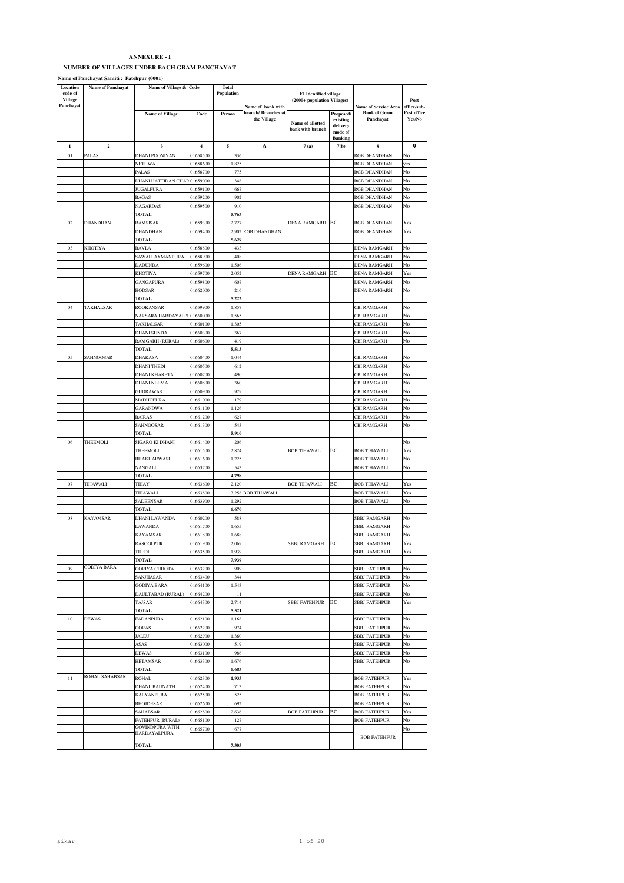**ANNEXURE - I**

**NUMBER OF VILLAGES UNDER EACH GRAM PANCHAYAT**

**Name of Panchayat Samiti : Fatehpur (0001)**

| Location code of Village Panchayat | Name of Panchayat | Name of Village & Code | | Total Population | Name of bank with branch/ Branches at the Village | FI Identified village (2000+ population Villages) | | Name of Service Area Bank of Gram Panchayat | Post office/sub-Post office Yes/No |
|---|---|---|---|---|---|---|---|---|---|
| | | Name of Village | Code | Person | | Name of allotted bank with branch | Proposed/ existing delivery mode of Banking | | |
| 1 | 2 | 3 | 4 | 5 | 6 | 7 (a) | 7(b) | 8 | 9 |
| 01 | PALAS | DHANI POONIYAN | 01658500 | 336 | | | | RGB DHANDHAN | No |
| | | NETHWA | 01658600 | 1,825 | | | | RGB DHANDHAN | yes |
| | | PALAS | 01658700 | 775 | | | | RGB DHANDHAN | No |
| | | DHANI HATTIDAN CHAR | 01659000 | 348 | | | | RGB DHANDHAN | No |
| | | JUGALPURA | 01659100 | 667 | | | | RGB DHANDHAN | No |
| | | BAGAS | 01659200 | 902 | | | | RGB DHANDHAN | No |
| | | NAGARDAS | 01659500 | 910 | | | | RGB DHANDHAN | No |
| | | TOTAL | | 5,763 | | | | | |
| 02 | DHANDHAN | RAMSISAR | 01659300 | 2,727 | | DENA RAMGARH | BC | RGB DHANDHAN | Yes |
| | | DHANDHAN | 01659400 | 2,902 | RGB DHANDHAN | | | RGB DHANDHAN | Yes |
| | | TOTAL | | 5,629 | | | | | |
| 03 | KHOTIYA | BAVLA | 01658800 | 433 | | | | DENA RAMGARH | No |
| | | SAWAI LAXMANPURA | 01658900 | 408 | | | | DENA RAMGARH | No |
| | | DADUNDA | 01659600 | 1,506 | | | | DENA RAMGARH | No |
| | | KHOTIYA | 01659700 | 2,052 | | DENA RAMGARH | BC | DENA RAMGARH | Yes |
| | | GANGAPURA | 01659800 | 607 | | | | DENA RAMGARH | No |
| | | HODSAR | 01662000 | 216 | | | | DENA RAMGARH | No |
| | | TOTAL | | 5,222 | | | | | |
| 04 | TAKHALSAR | ROOKANSAR | 01659900 | 1,857 | | | | CBI RAMGARH | No |
| | | NARSARA HARDAYALPU | 01660000 | 1,565 | | | | CBI RAMGARH | No |
| | | TAKHALSAR | 01660100 | 1,305 | | | | CBI RAMGARH | No |
| | | DHANI SUNDA | 01660300 | 367 | | | | CBI RAMGARH | No |
| | | RAMGARH (RURAL) | 01660600 | 419 | | | | CBI RAMGARH | No |
| | | TOTAL | | 5,513 | | | | | |
| 05 | SAHNOOSAR | DHAKASA | 01660400 | 1,044 | | | | CBI RAMGARH | No |
| | | DHANI THEDI | 01660500 | 612 | | | | CBI RAMGARH | No |
| | | DHANI KHARETA | 01660700 | 490 | | | | CBI RAMGARH | No |
| | | DHANI NEEMA | 01660800 | 360 | | | | CBI RAMGARH | No |
| | | GUDRAWAS | 01660900 | 929 | | | | CBI RAMGARH | No |
| | | MADHOPURA | 01661000 | 179 | | | | CBI RAMGARH | No |
| | | GARANDWA | 01661100 | 1,126 | | | | CBI RAMGARH | No |
| | | BAIRAS | 01661200 | 627 | | | | CBI RAMGARH | No |
| | | SAHNOOSAR | 01661300 | 543 | | | | CBI RAMGARH | No |
| | | TOTAL | | 5,910 | | | | | |
| 06 | THEEMOLI | SIGARO KI DHANI | 01661400 | 206 | | | | | No |
| | | THEEMOLI | 01661500 | 2,824 | | BOB TIHAWALI | BC | BOB TIHAWALI | Yes |
| | | BHAKHARWASI | 01661600 | 1,225 | | | | BOB TIHAWALI | No |
| | | NANGALI | 01663700 | 543 | | | | BOB TIHAWALI | No |
| | | TOTAL | | 4,798 | | | | | |
| 07 | TIHAWALI | TIHAY | 01663600 | 2,120 | | BOB TIHAWALI | BC | BOB TIHAWALI | Yes |
| | | TIHAWALI | 01663800 | 3,258 | BOB TIHAWALI | | | BOB TIHAWALI | Yes |
| | | SADEENSAR | 01663900 | 1,292 | | | | BOB TIHAWALI | No |
| | | TOTAL | | 6,670 | | | | | |
| 08 | KAYAMSAR | DHANI LAWANDA | 01660200 | 588 | | | | SBBJ RAMGARH | No |
| | | LAWANDA | 01661700 | 1,655 | | | | SBBJ RAMGARH | No |
| | | KAYAMSAR | 01661800 | 1,688 | | | | SBBJ RAMGARH | No |
| | | RASOOLPUR | 01661900 | 2,069 | | SBBJ RAMGARH | BC | SBBJ RAMGARH | Yes |
| | | THEDI | 01663500 | 1,939 | | | | SBBJ RAMGARH | Yes |
| | | TOTAL | | 7,939 | | | | | |
| 09 | GODIYA BARA | GORIYA CHHOTA | 01663200 | 909 | | | | SBBJ FATEHPUR | No |
| | | SANJHASAR | 01663400 | 344 | | | | SBBJ FATEHPUR | No |
| | | GODIYA BARA | 01664100 | 1,543 | | | | SBBJ FATEHPUR | No |
| | | DAULTABAD (RURAL) | 01664200 | 11 | | | | SBBJ FATEHPUR | No |
| | | TAJSAR | 01664300 | 2,714 | | SBBJ FATEHPUR | BC | SBBJ FATEHPUR | Yes |
| | | TOTAL | | 5,521 | | | | | |
| 10 | DEWAS | FADANPURA | 01662100 | 1,168 | | | | SBBJ FATEHPUR | No |
| | | GORAS | 01662200 | 974 | | | | SBBJ FATEHPUR | No |
| | | JALEU | 01662900 | 1,360 | | | | SBBJ FATEHPUR | No |
| | | ASAS | 01663000 | 519 | | | | SBBJ FATEHPUR | No |
| | | DEWAS | 01663100 | 986 | | | | SBBJ FATEHPUR | No |
| | | HETAMSAR | 01663300 | 1,676 | | | | SBBJ FATEHPUR | No |
| | | TOTAL | | 6,683 | | | | | |
| 11 | ROHAL SAHABSAR | ROHAL | 01662300 | 1,933 | | | | BOB FATEHPUR | Yes |
| | | DHANI BAIJNATH | 01662400 | 713 | | | | BOB FATEHPUR | No |
| | | KALYANPURA | 01662500 | 525 | | | | BOB FATEHPUR | No |
| | | BHOJDESAR | 01662600 | 692 | | | | BOB FATEHPUR | No |
| | | SAHABSAR | 01662800 | 2,636 | | BOB FATEHPUR | BC | BOB FATEHPUR | Yes |
| | | FATEHPUR (RURAL) | 01665100 | 127 | | | | BOB FATEHPUR | No |
| | | GOVINDPURA WITH HARDAYALPURA | 01665700 | 677 | | | | BOB FATEHPUR | No |
| | | TOTAL | | 7,303 | | | | | |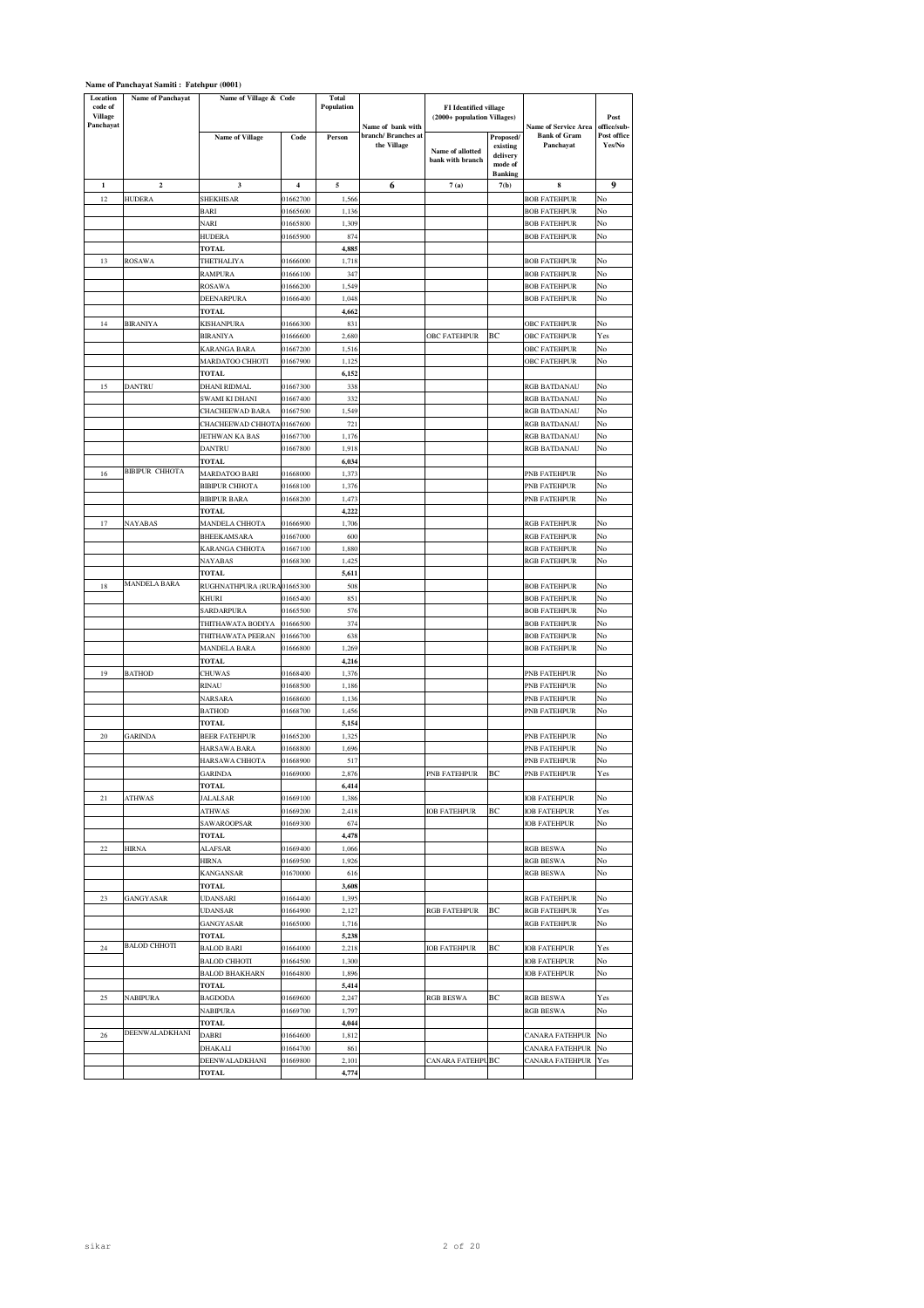**Name of Panchayat Samiti : Fatehpur (0001)**

| Location code of Village Panchayat | Name of Panchayat | Name of Village & Code | | Total Population | Name of bank with branch/ Branches at the Village | FI Identified village (2000+ population Villages) | | Name of Service Area Bank of Gram Panchayat | Post office/sub-Post office Yes/No |
|---|---|---|---|---|---|---|---|---|---|
| | | Name of Village | Code | Person | | Name of allotted bank with branch | Proposed/ existing delivery mode of Banking | | |
| 1 | 2 | 3 | 4 | 5 | 6 | 7 (a) | 7(b) | 8 | 9 |
| 12 | HUDERA | SHEKHISAR | 01662700 | 1,566 | | | | BOB FATEHPUR | No |
| | | BARI | 01665600 | 1,136 | | | | BOB FATEHPUR | No |
| | | NARI | 01665800 | 1,309 | | | | BOB FATEHPUR | No |
| | | HUDERA | 01665900 | 874 | | | | BOB FATEHPUR | No |
| | | TOTAL | | 4,885 | | | | | |
| 13 | ROSAWA | THETHALIYA | 01666000 | 1,718 | | | | BOB FATEHPUR | No |
| | | RAMPURA | 01666100 | 347 | | | | BOB FATEHPUR | No |
| | | ROSAWA | 01666200 | 1,549 | | | | BOB FATEHPUR | No |
| | | DEENARPURA | 01666400 | 1,048 | | | | BOB FATEHPUR | No |
| | | TOTAL | | 4,662 | | | | | |
| 14 | BIRANIYA | KISHANPURA | 01666300 | 831 | | | | OBC FATEHPUR | No |
| | | BIRANIYA | 01666600 | 2,680 | | OBC FATEHPUR | BC | OBC FATEHPUR | Yes |
| | | KARANGA BARA | 01667200 | 1,516 | | | | OBC FATEHPUR | No |
| | | MARDATOO CHHOTI | 01667900 | 1,125 | | | | OBC FATEHPUR | No |
| | | TOTAL | | 6,152 | | | | | |
| 15 | DANTRU | DHANI RIDMAL | 01667300 | 338 | | | | RGB BATDANAU | No |
| | | SWAMI KI DHANI | 01667400 | 332 | | | | RGB BATDANAU | No |
| | | CHACHEEWAD BARA | 01667500 | 1,549 | | | | RGB BATDANAU | No |
| | | CHACHEEWAD CHHOTA | 01667600 | 721 | | | | RGB BATDANAU | No |
| | | JETHWAN KA BAS | 01667700 | 1,176 | | | | RGB BATDANAU | No |
| | | DANTRU | 01667800 | 1,918 | | | | RGB BATDANAU | No |
| | | TOTAL | | 6,034 | | | | | |
| 16 | BIBIPUR CHHOTA | MARDATOO BARI | 01668000 | 1,373 | | | | PNB FATEHPUR | No |
| | | BIBIPUR CHHOTA | 01668100 | 1,376 | | | | PNB FATEHPUR | No |
| | | BIBIPUR BARA | 01668200 | 1,473 | | | | PNB FATEHPUR | No |
| | | TOTAL | | 4,222 | | | | | |
| 17 | NAYABAS | MANDELA CHHOTA | 01666900 | 1,706 | | | | RGB FATEHPUR | No |
| | | BHEEKAMSARA | 01667000 | 600 | | | | RGB FATEHPUR | No |
| | | KARANGA CHHOTA | 01667100 | 1,880 | | | | RGB FATEHPUR | No |
| | | NAYABAS | 01668300 | 1,425 | | | | RGB FATEHPUR | No |
| | | TOTAL | | 5,611 | | | | | |
| 18 | MANDELA BARA | RUGHNATHPURA (RURAL) | 01665300 | 508 | | | | BOB FATEHPUR | No |
| | | KHURI | 01665400 | 851 | | | | BOB FATEHPUR | No |
| | | SARDARPURA | 01665500 | 576 | | | | BOB FATEHPUR | No |
| | | THITHAWATA BODIYA | 01666500 | 374 | | | | BOB FATEHPUR | No |
| | | THITHAWATA PEERAN | 01666700 | 638 | | | | BOB FATEHPUR | No |
| | | MANDELA BARA | 01666800 | 1,269 | | | | BOB FATEHPUR | No |
| | | TOTAL | | 4,216 | | | | | |
| 19 | BATHOD | CHUWAS | 01668400 | 1,376 | | | | PNB FATEHPUR | No |
| | | RINAU | 01668500 | 1,186 | | | | PNB FATEHPUR | No |
| | | NARSARA | 01668600 | 1,136 | | | | PNB FATEHPUR | No |
| | | BATHOD | 01668700 | 1,456 | | | | PNB FATEHPUR | No |
| | | TOTAL | | 5,154 | | | | | |
| 20 | GARINDA | BEER FATEHPUR | 01665200 | 1,325 | | | | PNB FATEHPUR | No |
| | | HARSAWA BARA | 01668800 | 1,696 | | | | PNB FATEHPUR | No |
| | | HARSAWA CHHOTA | 01668900 | 517 | | | | PNB FATEHPUR | No |
| | | GARINDA | 01669000 | 2,876 | | PNB FATEHPUR | BC | PNB FATEHPUR | Yes |
| | | TOTAL | | 6,414 | | | | | |
| 21 | ATHWAS | JALALSAR | 01669100 | 1,386 | | | | IOB FATEHPUR | No |
| | | ATHWAS | 01669200 | 2,418 | | IOB FATEHPUR | BC | IOB FATEHPUR | Yes |
| | | SAWAROOPSAR | 01669300 | 674 | | | | IOB FATEHPUR | No |
| | | TOTAL | | 4,478 | | | | | |
| 22 | HIRNA | ALAFSAR | 01669400 | 1,066 | | | | RGB BESWA | No |
| | | HIRNA | 01669500 | 1,926 | | | | RGB BESWA | No |
| | | KANGANSAR | 01670000 | 616 | | | | RGB BESWA | No |
| | | TOTAL | | 3,608 | | | | | |
| 23 | GANGYASAR | UDANSARI | 01664400 | 1,395 | | | | RGB FATEHPUR | No |
| | | UDANSAR | 01664900 | 2,127 | | RGB FATEHPUR | BC | RGB FATEHPUR | Yes |
| | | GANGYASAR | 01665000 | 1,716 | | | | RGB FATEHPUR | No |
| | | TOTAL | | 5,238 | | | | | |
| 24 | BALOD CHHOTI | BALOD BARI | 01664000 | 2,218 | | IOB FATEHPUR | BC | IOB FATEHPUR | Yes |
| | | BALOD CHHOTI | 01664500 | 1,300 | | | | IOB FATEHPUR | No |
| | | BALOD BHAKHARN | 01664800 | 1,896 | | | | IOB FATEHPUR | No |
| | | TOTAL | | 5,414 | | | | | |
| 25 | NABIPURA | BAGDODA | 01669600 | 2,247 | | RGB BESWA | BC | RGB BESWA | Yes |
| | | NABIPURA | 01669700 | 1,797 | | | | RGB BESWA | No |
| | | TOTAL | | 4,044 | | | | | |
| 26 | DEENWALADKHANI | DABRI | 01664600 | 1,812 | | | | CANARA FATEHPUR | No |
| | | DHAKALI | 01664700 | 861 | | | | CANARA FATEHPUR | No |
| | | DEENWALADKHANI | 01669800 | 2,101 | | CANARA FATEHPUR | BC | CANARA FATEHPUR | Yes |
| | | TOTAL | | 4,774 | | | | | |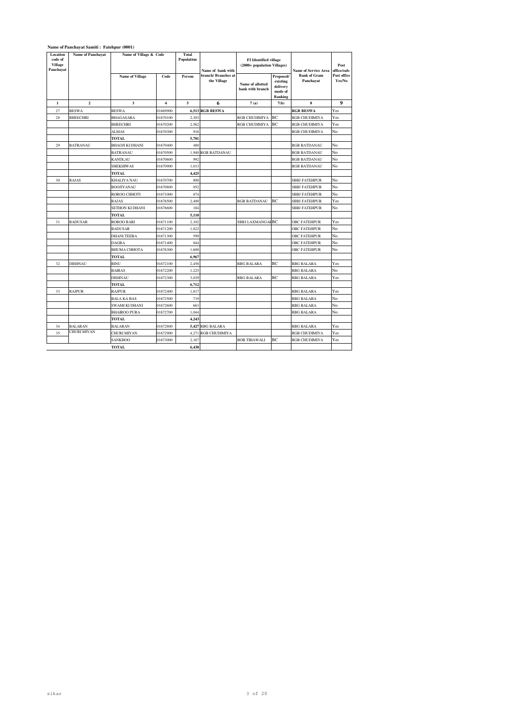**Name of Panchayat Samiti : Fatehpur (0001)**

| Location code of Village Panchayat | Name of Panchayat | Name of Village & Code | | Total Population | Name of bank with branch/ Branches at the Village | FI Identified village (2000+ population Villages) | | Name of Service Area Bank of Gram Panchayat | Post office/sub-Post office Yes/No |
|---|---|---|---|---|---|---|---|---|---|
| | | Name of Village | Code | Person | | Name of allotted bank with branch | Proposed/ existing delivery mode of Banking | | |
| 1 | 2 | 3 | 4 | 5 | 6 | 7 (a) | 7(b) | 8 | 9 |
| 27 | BESWA | BESWA | 01669900 | 6,513 | RGB BESWA | | | RGB BESWA | Yes |
| 28 | BHEECHRI | BHAGASARA | 01670100 | 2,303 | | RGB CHUDIMIYA | BC | RGB CHUDIMIYA | Yes |
| | | BHEECHRI | 01670200 | 2,562 | | RGB CHUDIMIYA | BC | RGB CHUDIMIYA | Yes |
| | | ALMAS | 01670300 | 916 | | | | RGB CHUDIMIYA | No |
| | | TOTAL | | 5,781 | | | | | |
| 29 | BATRANAU | BHAOJI KI DHANI | 01670400 | 480 | | | | RGB BATDANAU | No |
| | | BATRANAU | 01670500 | 1,940 | RGB BATDANAU | | | RGB BATDANAU | No |
| | | KANDLAU | 01670600 | 992 | | | | RGB BATDANAU | No |
| | | SHEKHIWAS | 01670900 | 1,013 | | | | RGB BATDANAU | No |
| | | TOTAL | | 4,425 | | | | | |
| 30 | RAJAS | KHALIYA NAU | 01670700 | 800 | | | | SBBJ FATEHPUR | No |
| | | BOOJIYANAU | 01670800 | 852 | | | | SBBJ FATEHPUR | No |
| | | ROROO CHHOTI | 01671000 | 874 | | | | SBBJ FATEHPUR | No |
| | | RAJAS | 01676500 | 2,400 | | RGB BATDANAU | BC | SBBJ FATEHPUR | Yes |
| | | SETHON KI DHANI | 01676600 | 184 | | | | SBBJ FATEHPUR | No |
| | | TOTAL | | 5,110 | | | | | |
| 31 | BADUSAR | ROROO BARI | 01671100 | 2,102 | | SBBJ LAXMANGARH | BC | OBC FATEHPUR | Yes |
| | | BADUSAR | 01671200 | 1,822 | | | | OBC FATEHPUR | No |
| | | DHANI TEEBA | 01671300 | 599 | | | | OBC FATEHPUR | No |
| | | DAGRA | 01671400 | 844 | | | | OBC FATEHPUR | No |
| | | BHUMA CHHOTA | 01676300 | 1,600 | | | | OBC FATEHPUR | No |
| | | TOTAL | | 6,967 | | | | | |
| 32 | DISHNAU | RINU | 01672100 | 2,458 | | RBG BALARA | BC | RBG BALARA | Yes |
| | | BAIRAS | 01672200 | 1,225 | | | | RBG BALARA | No |
| | | DISHNAU | 01672300 | 3,029 | | RBG BALARA | BC | RBG BALARA | Yes |
| | | TOTAL | | 6,712 | | | | | |
| 33 | RAJPUR | RAJPUR | 01672400 | 1,817 | | | | RBG BALARA | Yes |
| | | BALA KA BAS | 01672500 | 719 | | | | RBG BALARA | No |
| | | SWAMI KI DHANI | 01672600 | 663 | | | | RBG BALARA | No |
| | | BHAIROO PURA | 01672700 | 1,044 | | | | RBG BALARA | No |
| | | TOTAL | | 4,243 | | | | | |
| 34 | BALARAN | BALARAN | 01672800 | 5,427 | RBG BALARA | | | RBG BALARA | Yes |
| 35 | CHURI MIYAN | CHURI MIYAN | 01672900 | 4,271 | RGB CHUDIMIYA | | | RGB CHUDIMIYA | Yes |
| | | SANKHOO | 01673000 | 2,167 | | BOB TIHAWALI | BC | RGB CHUDIMIYA | Yes |
| | | TOTAL | | 6,438 | | | | | |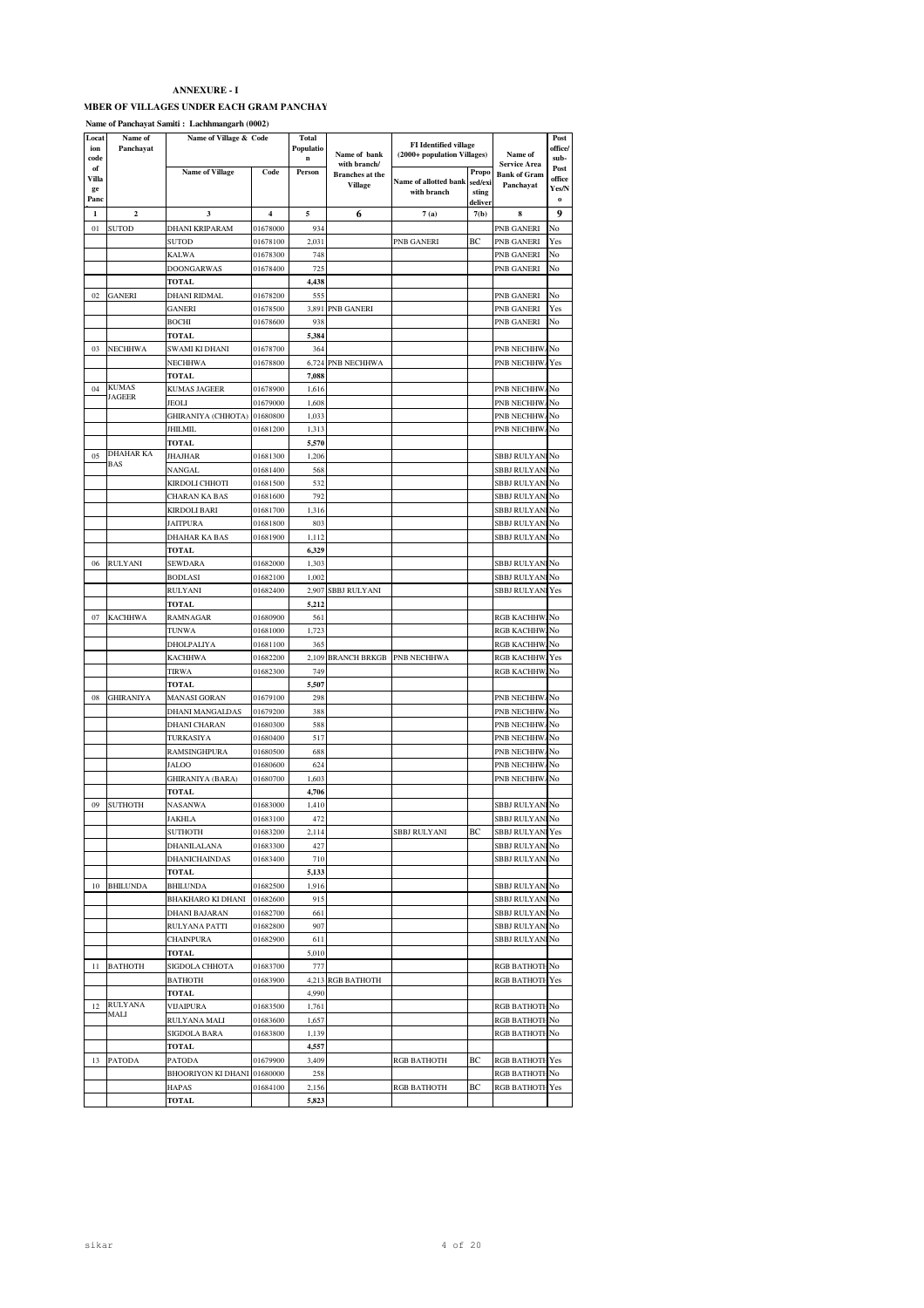**ANNEXURE - I**

**MBER OF VILLAGES UNDER EACH GRAM PANCHAY**

**Name of Panchayat Samiti : Lachhmangarh (0002)**

| Location code of Village Panc | Name of Panchayat | Name of Village & Code | | Total Population | Name of bank with branch/ Branches at the Village | FI Identified village (2000+ population Villages) | | Name of Service Area Bank of Gram Panchayat | Post office/ sub-Post office Yes/No |
|---|---|---|---|---|---|---|---|---|---|
| | | Name of Village | Code | Person | | Name of allotted bank with branch | Proposed/existing deliver | | |
| 1 | 2 | 3 | 4 | 5 | 6 | 7 (a) | 7(b) | 8 | 9 |
| 01 | SUTOD | DHANI KRIPARAM | 01678000 | 934 | | | | PNB GANERI | No |
| | | SUTOD | 01678100 | 2,031 | | PNB GANERI | BC | PNB GANERI | Yes |
| | | KALWA | 01678300 | 748 | | | | PNB GANERI | No |
| | | DOONGARWAS | 01678400 | 725 | | | | PNB GANERI | No |
| | | **TOTAL** | | **4,438** | | | | | |
| 02 | GANERI | DHANI RIDMAL | 01678200 | 555 | | | | PNB GANERI | No |
| | | GANERI | 01678500 | 3,891 | PNB GANERI | | | PNB GANERI | Yes |
| | | BOCHI | 01678600 | 938 | | | | PNB GANERI | No |
| | | **TOTAL** | | **5,384** | | | | | |
| 03 | NECHHWA | SWAMI KI DHANI | 01678700 | 364 | | | | PNB NECHHWA | No |
| | | NECHHWA | 01678800 | 6,724 | PNB NECHHWA | | | PNB NECHHWA | Yes |
| | | **TOTAL** | | **7,088** | | | | | |
| 04 | KUMAS JAGEER | KUMAS JAGEER | 01678900 | 1,616 | | | | PNB NECHHWA | No |
| | | JEOLI | 01679000 | 1,608 | | | | PNB NECHHWA | No |
| | | GHIRANIYA (CHHOTA) | 01680800 | 1,033 | | | | PNB NECHHWA | No |
| | | JHILMIL | 01681200 | 1,313 | | | | PNB NECHHWA | No |
| | | **TOTAL** | | **5,570** | | | | | |
| 05 | DHAHAR KA BAS | JHAJHAR | 01681300 | 1,206 | | | | SBBJ RULYANI | No |
| | | NANGAL | 01681400 | 568 | | | | SBBJ RULYANI | No |
| | | KIRDOLI CHHOTI | 01681500 | 532 | | | | SBBJ RULYANI | No |
| | | CHARAN KA BAS | 01681600 | 792 | | | | SBBJ RULYANI | No |
| | | KIRDOLI BARI | 01681700 | 1,316 | | | | SBBJ RULYANI | No |
| | | JAITPURA | 01681800 | 803 | | | | SBBJ RULYANI | No |
| | | DHAHAR KA BAS | 01681900 | 1,112 | | | | SBBJ RULYANI | No |
| | | **TOTAL** | | **6,329** | | | | | |
| 06 | RULYANI | SEWDARA | 01682000 | 1,303 | | | | SBBJ RULYANI | No |
| | | BODLASI | 01682100 | 1,002 | | | | SBBJ RULYANI | No |
| | | RULYANI | 01682400 | 2,907 | SBBJ RULYANI | | | SBBJ RULYANI | Yes |
| | | **TOTAL** | | **5,212** | | | | | |
| 07 | KACHHWA | RAMNAGAR | 01680900 | 561 | | | | RGB KACHHWA | No |
| | | TUNWA | 01681000 | 1,723 | | | | RGB KACHHWA | No |
| | | DHOLPALIYA | 01681100 | 365 | | | | RGB KACHHWA | No |
| | | KACHHWA | 01682200 | 2,109 | BRANCH BRKGB | PNB NECHHWA | | RGB KACHHWA | Yes |
| | | TIRWA | 01682300 | 749 | | | | RGB KACHHWA | No |
| | | **TOTAL** | | **5,507** | | | | | |
| 08 | GHIRANIYA | MANASI GORAN | 01679100 | 298 | | | | PNB NECHHWA | No |
| | | DHANI MANGALDAS | 01679200 | 388 | | | | PNB NECHHWA | No |
| | | DHANI CHARAN | 01680300 | 588 | | | | PNB NECHHWA | No |
| | | TURKASIYA | 01680400 | 517 | | | | PNB NECHHWA | No |
| | | RAMSINGHPURA | 01680500 | 688 | | | | PNB NECHHWA | No |
| | | JALOO | 01680600 | 624 | | | | PNB NECHHWA | No |
| | | GHIRANIYA (BARA) | 01680700 | 1,603 | | | | PNB NECHHWA | No |
| | | **TOTAL** | | **4,706** | | | | | |
| 09 | SUTHOTH | NASANWA | 01683000 | 1,410 | | | | SBBJ RULYANI | No |
| | | JAKHLA | 01683100 | 472 | | | | SBBJ RULYANI | No |
| | | SUTHOTH | 01683200 | 2,114 | | SBBJ RULYANI | BC | SBBJ RULYANI | Yes |
| | | DHANILALANA | 01683300 | 427 | | | | SBBJ RULYANI | No |
| | | DHANICHAINDAS | 01683400 | 710 | | | | SBBJ RULYANI | No |
| | | **TOTAL** | | **5,133** | | | | | |
| 10 | BHILUNDA | BHILUNDA | 01682500 | 1,916 | | | | SBBJ RULYANI | No |
| | | BHAKHARO KI DHANI | 01682600 | 915 | | | | SBBJ RULYANI | No |
| | | DHANI BAJARAN | 01682700 | 661 | | | | SBBJ RULYANI | No |
| | | RULYANA PATTI | 01682800 | 907 | | | | SBBJ RULYANI | No |
| | | CHAINPURA | 01682900 | 611 | | | | SBBJ RULYANI | No |
| | | **TOTAL** | | 5,010 | | | | | |
| 11 | BATHOTH | SIGDOLA CHHOTA | 01683700 | 777 | | | | RGB BATHOTH | No |
| | | BATHOTH | 01683900 | 4,213 | RGB BATHOTH | | | RGB BATHOTH | Yes |
| | | **TOTAL** | | 4,990 | | | | | |
| 12 | RULYANA MALI | VIJAIPURA | 01683500 | 1,761 | | | | RGB BATHOTH | No |
| | | RULYANA MALI | 01683600 | 1,657 | | | | RGB BATHOTH | No |
| | | SIGDOLA BARA | 01683800 | 1,139 | | | | RGB BATHOTH | No |
| | | **TOTAL** | | **4,557** | | | | | |
| 13 | PATODA | PATODA | 01679900 | 3,409 | | RGB BATHOTH | BC | RGB BATHOTH | Yes |
| | | BHOORIYON KI DHANI | 01680000 | 258 | | | | RGB BATHOTH | No |
| | | HAPAS | 01684100 | 2,156 | | RGB BATHOTH | BC | RGB BATHOTH | Yes |
| | | **TOTAL** | | **5,823** | | | | | |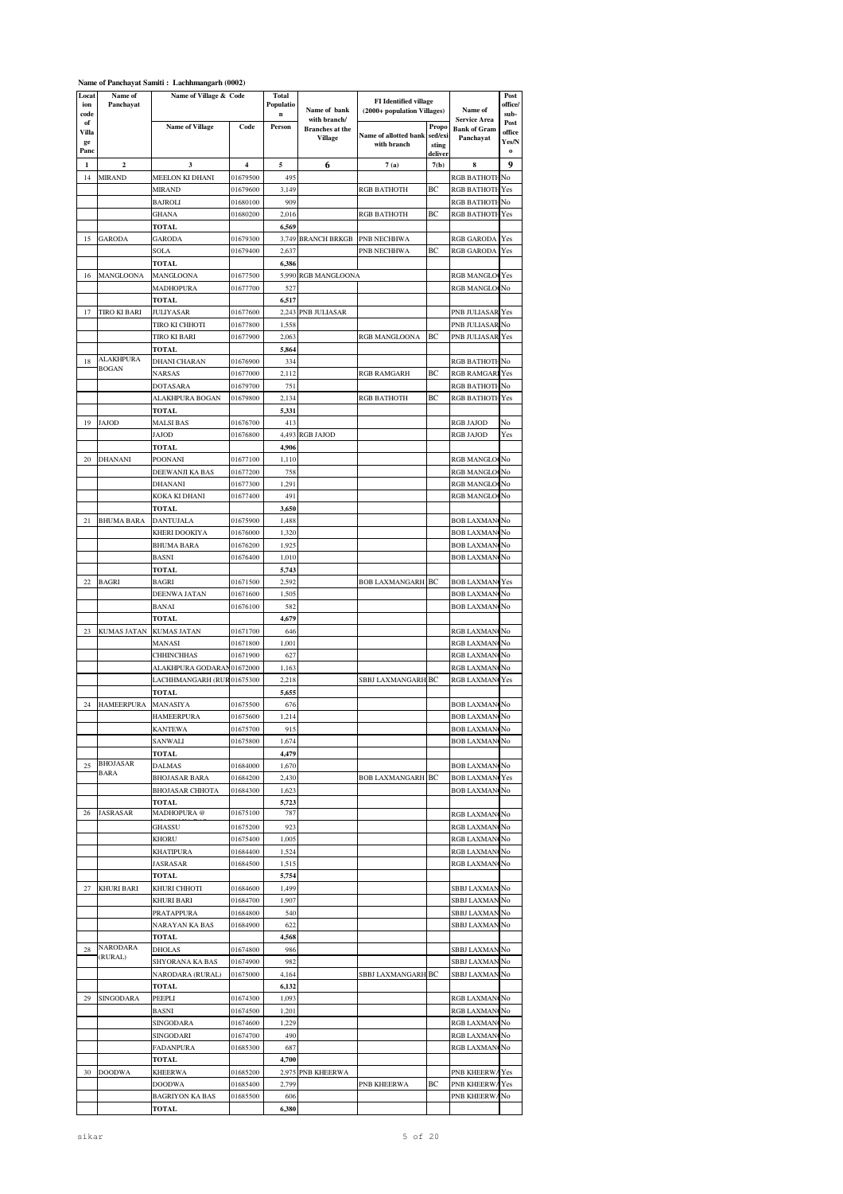**Name of Panchayat Samiti : Lachhmangarh (0002)**

| Location code of Village Panc | Name of Panchayat | Name of Village & Code | | Total Population | Name of bank with branch/ Branches at the Village | FI Identified village (2000+ population Villages) | | Name of Service Area Bank of Gram Panchayat | Post office/ sub-Post office Yes/No |
|---|---|---|---|---|---|---|---|---|---|
| | | Name of Village | Code | Person | | Name of allotted bank with branch | Proposed/existing delivery | | |
| 1 | 2 | 3 | 4 | 5 | 6 | 7 (a) | 7(b) | 8 | 9 |
| 14 | MIRAND | MEELON KI DHANI | 01679500 | 495 | | | | RGB BATHOTH | No |
| | | MIRAND | 01679600 | 3,149 | | RGB BATHOTH | BC | RGB BATHOTH | Yes |
| | | BAJROLI | 01680100 | 909 | | | | RGB BATHOTH | No |
| | | GHANA | 01680200 | 2,016 | | RGB BATHOTH | BC | RGB BATHOTH | Yes |
| | | TOTAL | | 6,569 | | | | | |
| 15 | GARODA | GARODA | 01679300 | 3,749 | BRANCH BRKGB | PNB NECHHWA | | RGB GARODA | Yes |
| | | SOLA | 01679400 | 2,637 | | PNB NECHHWA | BC | RGB GARODA | Yes |
| | | TOTAL | | 6,386 | | | | | |
| 16 | MANGLOONA | MANGLOONA | 01677500 | 5,990 | RGB MANGLOONA | | | RGB MANGLOO | Yes |
| | | MADHOPURA | 01677700 | 527 | | | | RGB MANGLOO | No |
| | | TOTAL | | 6,517 | | | | | |
| 17 | TIRO KI BARI | JULIYASAR | 01677600 | 2,243 | PNB JULIASAR | | | PNB JULIASAR | Yes |
| | | TIRO KI CHHOTI | 01677800 | 1,558 | | | | PNB JULIASAR | No |
| | | TIRO KI BARI | 01677900 | 2,063 | | RGB MANGLOONA | BC | PNB JULIASAR | Yes |
| | | TOTAL | | 5,864 | | | | | |
| 18 | ALAKHPURA BOGAN | DHANI CHARAN | 01676900 | 334 | | | | RGB BATHOTH | No |
| | | NARSAS | 01677000 | 2,112 | | RGB RAMGARH | BC | RGB RAMGARH | Yes |
| | | DOTASARA | 01679700 | 751 | | | | RGB BATHOTH | No |
| | | ALAKHPURA BOGAN | 01679800 | 2,134 | | RGB BATHOTH | BC | RGB BATHOTH | Yes |
| | | TOTAL | | 5,331 | | | | | |
| 19 | JAJOD | MALSI BAS | 01676700 | 413 | | | | RGB JAJOD | No |
| | | JAJOD | 01676800 | 4,493 | RGB JAJOD | | | RGB JAJOD | Yes |
| | | TOTAL | | 4,906 | | | | | |
| 20 | DHANANI | POONANI | 01677100 | 1,110 | | | | RGB MANGLOO | No |
| | | DEEWANJI KA BAS | 01677200 | 758 | | | | RGB MANGLOO | No |
| | | DHANANI | 01677300 | 1,291 | | | | RGB MANGLOO | No |
| | | KOKA KI DHANI | 01677400 | 491 | | | | RGB MANGLOO | No |
| | | TOTAL | | 3,650 | | | | | |
| 21 | BHUMA BARA | DANTUJALA | 01675900 | 1,488 | | | | BOB LAXMAN | No |
| | | KHERI DOOKIYA | 01676000 | 1,320 | | | | BOB LAXMAN | No |
| | | BHUMA BARA | 01676200 | 1,925 | | | | BOB LAXMAN | No |
| | | BASNI | 01676400 | 1,010 | | | | BOB LAXMAN | No |
| | | TOTAL | | 5,743 | | | | | |
| 22 | BAGRI | BAGRI | 01671500 | 2,592 | | BOB LAXMANGARH | BC | BOB LAXMAN | Yes |
| | | DEENWA JATAN | 01671600 | 1,505 | | | | BOB LAXMAN | No |
| | | BANAI | 01676100 | 582 | | | | BOB LAXMAN | No |
| | | TOTAL | | 4,679 | | | | | |
| 23 | KUMAS JATAN | KUMAS JATAN | 01671700 | 646 | | | | RGB LAXMAN | No |
| | | MANASI | 01671800 | 1,001 | | | | RGB LAXMAN | No |
| | | CHHINCHHAS | 01671900 | 627 | | | | RGB LAXMAN | No |
| | | ALAKHPURA GODARAN | 01672000 | 1,163 | | | | RGB LAXMAN | No |
| | | LACHHMANGARH (RUR | 01675300 | 2,218 | | SBBJ LAXMANGARH | BC | RGB LAXMAN | Yes |
| | | TOTAL | | 5,655 | | | | | |
| 24 | HAMEERPURA | MANASIYA | 01675500 | 676 | | | | BOB LAXMAN | No |
| | | HAMEERPURA | 01675600 | 1,214 | | | | BOB LAXMAN | No |
| | | KANTEWA | 01675700 | 915 | | | | BOB LAXMAN | No |
| | | SANWALI | 01675800 | 1,674 | | | | BOB LAXMAN | No |
| | | TOTAL | | 4,479 | | | | | |
| 25 | BHOJASAR BARA | DALMAS | 01684000 | 1,670 | | | | BOB LAXMAN | No |
| | | BHOJASAR BARA | 01684200 | 2,430 | | BOB LAXMANGARH | BC | BOB LAXMAN | Yes |
| | | BHOJASAR CHHOTA | 01684300 | 1,623 | | | | BOB LAXMAN | No |
| | | TOTAL | | 5,723 | | | | | |
| 26 | JASRASAR | MADHOPURA @ | 01675100 | 787 | | | | RGB LAXMAN | No |
| | | GHASSU | 01675200 | 923 | | | | RGB LAXMAN | No |
| | | KHORU | 01675400 | 1,005 | | | | RGB LAXMAN | No |
| | | KHATIPURA | 01684400 | 1,524 | | | | RGB LAXMAN | No |
| | | JASRASAR | 01684500 | 1,515 | | | | RGB LAXMAN | No |
| | | TOTAL | | 5,754 | | | | | |
| 27 | KHURI BARI | KHURI CHHOTI | 01684600 | 1,499 | | | | SBBJ LAXMAN | No |
| | | KHURI BARI | 01684700 | 1,907 | | | | SBBJ LAXMAN | No |
| | | PRATAPPURA | 01684800 | 540 | | | | SBBJ LAXMAN | No |
| | | NARAYAN KA BAS | 01684900 | 622 | | | | SBBJ LAXMAN | No |
| | | TOTAL | | 4,568 | | | | | |
| 28 | NARODARA (RURAL) | DHOLAS | 01674800 | 986 | | | | SBBJ LAXMAN | No |
| | | SHYORANA KA BAS | 01674900 | 982 | | | | SBBJ LAXMAN | No |
| | | NARODARA (RURAL) | 01675000 | 4,164 | | SBBJ LAXMANGARH | BC | SBBJ LAXMAN | No |
| | | TOTAL | | 6,132 | | | | | |
| 29 | SINGODARA | PEEPLI | 01674300 | 1,093 | | | | RGB LAXMAN | No |
| | | BASNI | 01674500 | 1,201 | | | | RGB LAXMAN | No |
| | | SINGODARA | 01674600 | 1,229 | | | | RGB LAXMAN | No |
| | | SINGODARI | 01674700 | 490 | | | | RGB LAXMAN | No |
| | | FADANPURA | 01685300 | 687 | | | | RGB LAXMAN | No |
| | | TOTAL | | 4,700 | | | | | |
| 30 | DOODWA | KHEERWA | 01685200 | 2,975 | PNB KHEERWA | | | PNB KHEERWA | Yes |
| | | DOODWA | 01685400 | 2,799 | | PNB KHEERWA | BC | PNB KHEERWA | Yes |
| | | BAGRIYON KA BAS | 01685500 | 606 | | | | PNB KHEERWA | No |
| | | TOTAL | | 6,380 | | | | | |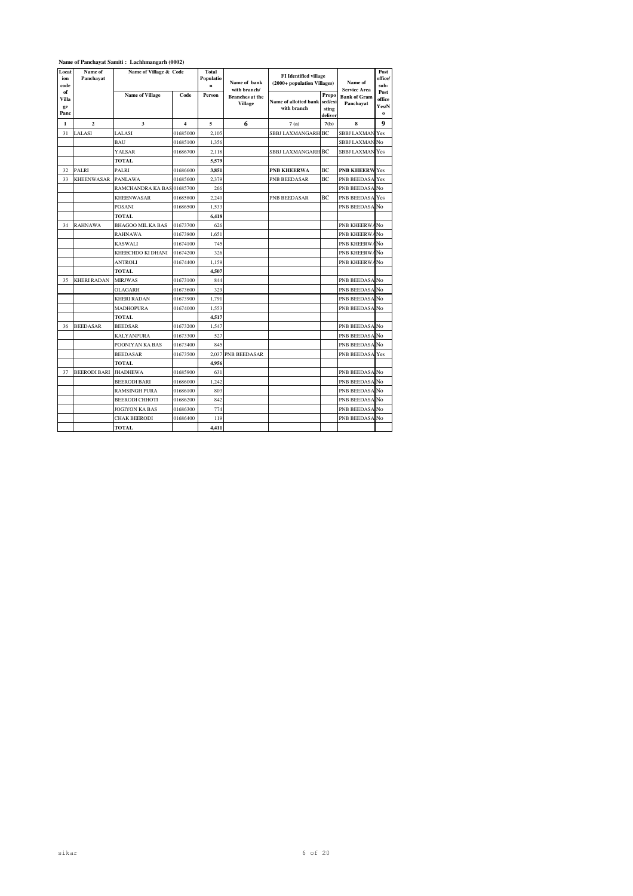**Name of Panchayat Samiti : Lachhmangarh (0002)**

| Location code of Village Panc | Name of Panchayat | Name of Village & Code | | Total Population | Name of bank with branch/ Branches at the Village | FI Identified village (2000+ population Villages) | | Name of Service Area Bank of Gram Panchayat | Post office/ sub-Post office Yes/No |
|---|---|---|---|---|---|---|---|---|---|
| | | Name of Village | Code | Person | | Name of allotted bank with branch | Proposed/existing deliver | | |
| 1 | 2 | 3 | 4 | 5 | 6 | 7 (a) | 7(b) | 8 | 9 |
| 31 | LALASI | LALASI | 01685000 | 2,105 | | SBBJ LAXMANGARH | BC | SBBJ LAXMAN | Yes |
| | | BAU | 01685100 | 1,356 | | | | SBBJ LAXMAN | No |
| | | YALSAR | 01686700 | 2,118 | | SBBJ LAXMANGARH | BC | SBBJ LAXMAN | Yes |
| | | **TOTAL** | | **5,579** | | | | | |
| 32 | PALRI | PALRI | 01686600 | **3,851** | | **PNB KHEERWA** | BC | **PNB KHEERW** | Yes |
| 33 | KHEENWASAR | PANLAWA | 01685600 | 2,379 | | PNB BEEDASAR | BC | PNB BEEDASA | Yes |
| | | RAMCHANDRA KA BAS | 01685700 | 266 | | | | PNB BEEDASA | No |
| | | KHEENWASAR | 01685800 | 2,240 | | PNB BEEDASAR | BC | PNB BEEDASA | Yes |
| | | POSANI | 01686500 | 1,533 | | | | PNB BEEDASA | No |
| | | **TOTAL** | | **6,418** | | | | | |
| 34 | RAHNAWA | BHAGOO MIL KA BAS | 01673700 | 626 | | | | PNB KHEERWA | No |
| | | RAHNAWA | 01673800 | 1,651 | | | | PNB KHEERWA | No |
| | | KASWALI | 01674100 | 745 | | | | PNB KHEERWA | No |
| | | KHEECHDO KI DHANI | 01674200 | 326 | | | | PNB KHEERWA | No |
| | | ANTROLI | 01674400 | 1,159 | | | | PNB KHEERWA | No |
| | | **TOTAL** | | **4,507** | | | | | |
| 35 | KHERI RADAN | MIRJWAS | 01673100 | 844 | | | | PNB BEEDASA | No |
| | | OLAGARH | 01673600 | 329 | | | | PNB BEEDASA | No |
| | | KHERI RADAN | 01673900 | 1,791 | | | | PNB BEEDASA | No |
| | | MADHOPURA | 01674000 | 1,553 | | | | PNB BEEDASA | No |
| | | **TOTAL** | | **4,517** | | | | | |
| 36 | BEEDASAR | BEEDSAR | 01673200 | 1,547 | | | | PNB BEEDASA | No |
| | | KALYANPURA | 01673300 | 527 | | | | PNB BEEDASA | No |
| | | POONIYAN KA BAS | 01673400 | 845 | | | | PNB BEEDASA | No |
| | | BEEDASAR | 01673500 | 2,037 | PNB BEEDASAR | | | PNB BEEDASA | Yes |
| | | **TOTAL** | | **4,956** | | | | | |
| 37 | BEERODI BARI | JHADHEWA | 01685900 | 631 | | | | PNB BEEDASA | No |
| | | BEERODI BARI | 01686000 | 1,242 | | | | PNB BEEDASA | No |
| | | RAMSINGH PURA | 01686100 | 803 | | | | PNB BEEDASA | No |
| | | BEERODI CHHOTI | 01686200 | 842 | | | | PNB BEEDASA | No |
| | | JOGIYON KA BAS | 01686300 | 774 | | | | PNB BEEDASA | No |
| | | CHAK BEERODI | 01686400 | 119 | | | | PNB BEEDASA | No |
| | | **TOTAL** | | **4,411** | | | | | |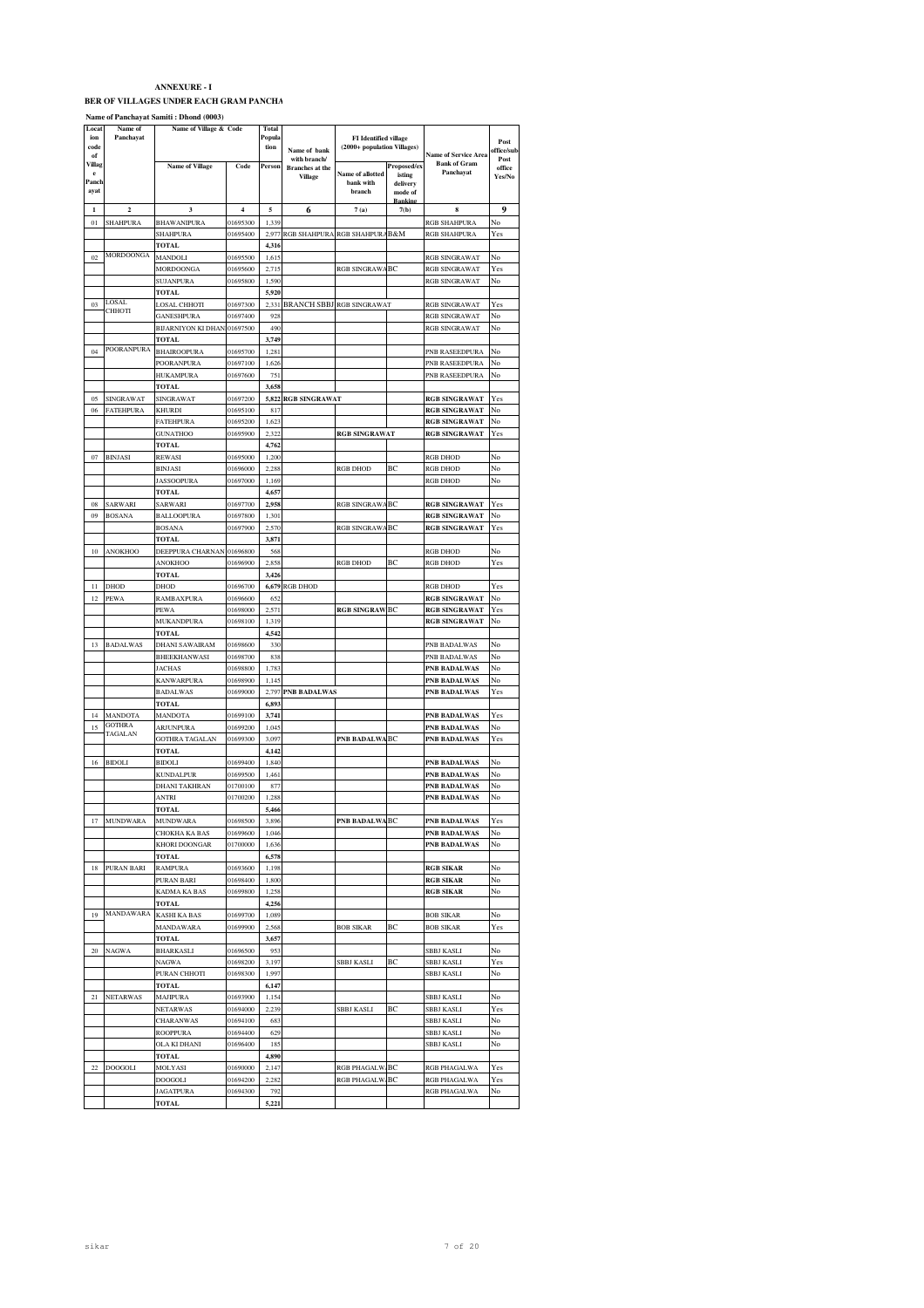**ANNEXURE - I**

**BER OF VILLAGES UNDER EACH GRAM PANCHA**

**Name of Panchayat Samiti : Dhond (0003)**

| Location code of Village Panchayat | Name of Panchayat | Name of Village & Code | | Total Population | Name of bank with branch/ Branches at the Village | FI Identified village (2000+ population Villages) | | Name of Service Area Bank of Gram Panchayat | Post office/sub Post office Yes/No |
|---|---|---|---|---|---|---|---|---|---|
| | | Name of Village | Code | Person | | Name of allotted bank with branch | Proposed/existing delivery mode of Banking | | |
| 1 | 2 | 3 | 4 | 5 | 6 | 7 (a) | 7(b) | 8 | 9 |
| 01 | SHAHPURA | BHAWANIPURA | 01695300 | 1,339 | | | | RGB SHAHPURA | No |
| | | SHAHPURA | 01695400 | 2,977 | RGB SHAHPURA | RGB SHAHPURA | B&M | RGB SHAHPURA | Yes |
| | | TOTAL | | 4,316 | | | | | |
| 02 | MORDOONGA | MANDOLI | 01695500 | 1,615 | | | | RGB SINGRAWAT | No |
| | | MORDOONGA | 01695600 | 2,715 | | RGB SINGRAWA | BC | RGB SINGRAWAT | Yes |
| | | SUJANPURA | 01695800 | 1,590 | | | | RGB SINGRAWAT | No |
| | | TOTAL | | 5,920 | | | | | |
| 03 | LOSAL CHHOTI | LOSAL CHHOTI | 01697300 | 2,331 | BRANCH SBBJ | RGB SINGRAWAT | | RGB SINGRAWAT | Yes |
| | | GANESHPURA | 01697400 | 928 | | | | RGB SINGRAWAT | No |
| | | BIJARNIYON KI DHANI | 01697500 | 490 | | | | RGB SINGRAWAT | No |
| | | TOTAL | | 3,749 | | | | | |
| 04 | POORANPURA | BHAIROOPURA | 01695700 | 1,281 | | | | PNB RASEEDPURA | No |
| | | POORANPURA | 01697100 | 1,626 | | | | PNB RASEEDPURA | No |
| | | HUKAMPURA | 01697600 | 751 | | | | PNB RASEEDPURA | No |
| | | TOTAL | | 3,658 | | | | | |
| 05 | SINGRAWAT | SINGRAWAT | 01697200 | 5,822 | RGB SINGRAWAT | | | RGB SINGRAWAT | Yes |
| 06 | FATEHPURA | KHURDI | 01695100 | 817 | | | | RGB SINGRAWAT | No |
| | | FATEHPURA | 01695200 | 1,623 | | | | RGB SINGRAWAT | No |
| | | GUNATHOO | 01695900 | 2,322 | | RGB SINGRAWAT | | RGB SINGRAWAT | Yes |
| | | TOTAL | | 4,762 | | | | | |
| 07 | BINJASI | REWASI | 01695000 | 1,200 | | | | RGB DHOD | No |
| | | BINJASI | 01696000 | 2,288 | | RGB DHOD | BC | RGB DHOD | No |
| | | JASSOOPURA | 01697000 | 1,169 | | | | RGB DHOD | No |
| | | TOTAL | | 4,657 | | | | | |
| 08 | SARWARI | SARWARI | 01697700 | 2,958 | | RGB SINGRAWA | BC | RGB SINGRAWAT | Yes |
| 09 | BOSANA | BALLOOPURA | 01697800 | 1,301 | | | | RGB SINGRAWAT | No |
| | | BOSANA | 01697900 | 2,570 | | RGB SINGRAWA | BC | RGB SINGRAWAT | Yes |
| | | TOTAL | | 3,871 | | | | | |
| 10 | ANOKHOO | DEEPPURA CHARNAN | 01696800 | 568 | | | | RGB DHOD | No |
| | | ANOKHOO | 01696900 | 2,858 | | RGB DHOD | BC | RGB DHOD | Yes |
| | | TOTAL | | 3,426 | | | | | |
| 11 | DHOD | DHOD | 01696700 | 6,679 | RGB DHOD | | | RGB DHOD | Yes |
| 12 | PEWA | RAMBAXPURA | 01696600 | 652 | | | | RGB SINGRAWAT | No |
| | | PEWA | 01698000 | 2,571 | | RGB SINGRAW | BC | RGB SINGRAWAT | Yes |
| | | MUKANDPURA | 01698100 | 1,319 | | | | RGB SINGRAWAT | No |
| | | TOTAL | | 4,542 | | | | | |
| 13 | BADALWAS | DHANI SAWAIRAM | 01698600 | 330 | | | | PNB BADALWAS | No |
| | | BHEEKHANWASI | 01698700 | 838 | | | | PNB BADALWAS | No |
| | | JACHAS | 01698800 | 1,783 | | | | PNB BADALWAS | No |
| | | KANWARPURA | 01698900 | 1,145 | | | | PNB BADALWAS | No |
| | | BADALWAS | 01699000 | 2,797 | PNB BADALWAS | | | PNB BADALWAS | Yes |
| | | TOTAL | | 6,893 | | | | | |
| 14 | MANDOTA | MANDOTA | 01699100 | 3,741 | | | | PNB BADALWAS | Yes |
| 15 | GOTHRA TAGALAN | ARJUNPURA | 01699200 | 1,045 | | | | PNB BADALWAS | No |
| | | GOTHRA TAGALAN | 01699300 | 3,097 | | PNB BADALWA | BC | PNB BADALWAS | Yes |
| | | TOTAL | | 4,142 | | | | | |
| 16 | BIDOLI | BIDOLI | 01699400 | 1,840 | | | | PNB BADALWAS | No |
| | | KUNDALPUR | 01699500 | 1,461 | | | | PNB BADALWAS | No |
| | | DHANI TAKHRAN | 01700100 | 877 | | | | PNB BADALWAS | No |
| | | ANTRI | 01700200 | 1,288 | | | | PNB BADALWAS | No |
| | | TOTAL | | 5,466 | | | | | |
| 17 | MUNDWARA | MUNDWARA | 01698500 | 3,896 | | PNB BADALWA | BC | PNB BADALWAS | Yes |
| | | CHOKHA KA BAS | 01699600 | 1,046 | | | | PNB BADALWAS | No |
| | | KHORI DOONGAR | 01700000 | 1,636 | | | | PNB BADALWAS | No |
| | | TOTAL | | 6,578 | | | | | |
| 18 | PURAN BARI | RAMPURA | 01693600 | 1,198 | | | | RGB SIKAR | No |
| | | PURAN BARI | 01698400 | 1,800 | | | | RGB SIKAR | No |
| | | KADMA KA BAS | 01699800 | 1,258 | | | | RGB SIKAR | No |
| | | TOTAL | | 4,256 | | | | | |
| 19 | MANDAWARA | KASHI KA BAS | 01699700 | 1,089 | | | | BOB SIKAR | No |
| | | MANDAWARA | 01699900 | 2,568 | | BOB SIKAR | BC | BOB SIKAR | Yes |
| | | TOTAL | | 3,657 | | | | | |
| 20 | NAGWA | BHARKASLI | 01696500 | 953 | | | | SBBJ KASLI | No |
| | | NAGWA | 01698200 | 3,197 | | SBBJ KASLI | BC | SBBJ KASLI | Yes |
| | | PURAN CHHOTI | 01698300 | 1,997 | | | | SBBJ KASLI | No |
| | | TOTAL | | 6,147 | | | | | |
| 21 | NETARWAS | MAJIPURA | 01693900 | 1,154 | | | | SBBJ KASLI | No |
| | | NETARWAS | 01694000 | 2,239 | | SBBJ KASLI | BC | SBBJ KASLI | Yes |
| | | CHARANWAS | 01694100 | 683 | | | | SBBJ KASLI | No |
| | | ROOPPURA | 01694400 | 629 | | | | SBBJ KASLI | No |
| | | OLA KI DHANI | 01696400 | 185 | | | | SBBJ KASLI | No |
| | | TOTAL | | 4,890 | | | | | |
| 22 | DOOGOLI | MOLYASI | 01690000 | 2,147 | | RGB PHAGALWA | BC | RGB PHAGALWA | Yes |
| | | DOOGOLI | 01694200 | 2,282 | | RGB PHAGALWA | BC | RGB PHAGALWA | Yes |
| | | JAGATPURA | 01694300 | 792 | | | | RGB PHAGALWA | No |
| | | TOTAL | | 5,221 | | | | | |

sikar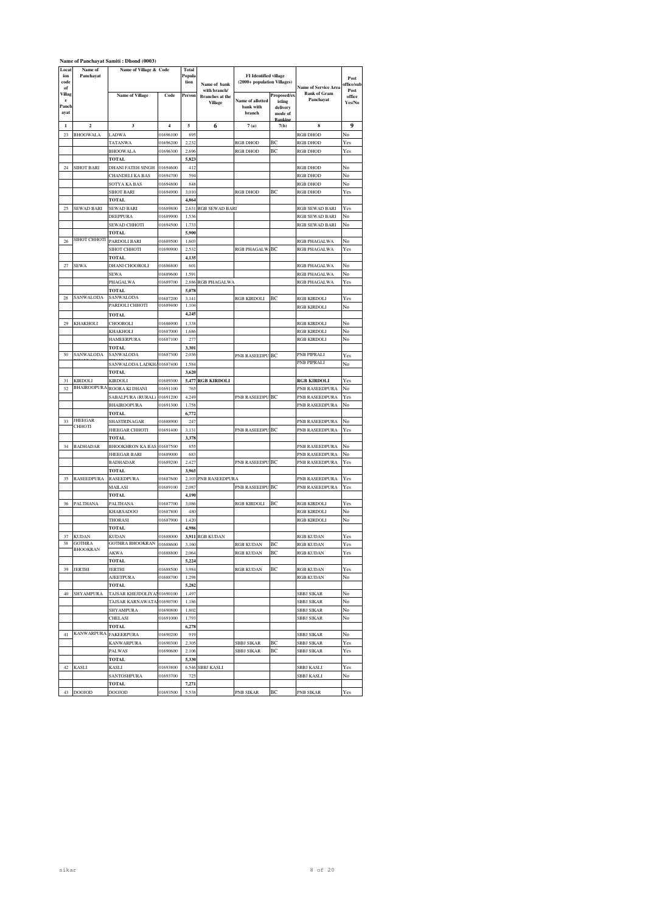**Name of Panchayat Samiti : Dhond (0003)**

| Location code of Village Panchayat | Name of Panchayat | Name of Village & Code | | Total Population | Name of bank with branch/ Branches at the Village | FI Identified village (2000+ population Villages) | | Name of Service Area Bank of Gram Panchayat | Post office/sub Post office Yes/No |
|---|---|---|---|---|---|---|---|---|---|
| | | Name of Village | Code | Person | | Name of allotted bank with branch | Proposed/existing delivery mode of Banking | | |
| 1 | 2 | 3 | 4 | 5 | 6 | 7 (a) | 7(b) | 8 | 9 |
| 23 | BHOOWALA | LADWA | 01696100 | 895 | | | | RGB DHOD | No |
| | | TATANWA | 01696200 | 2,232 | | RGB DHOD | BC | RGB DHOD | Yes |
| | | BHOOWALA | 01696300 | 2,696 | | RGB DHOD | BC | RGB DHOD | Yes |
| | | TOTAL | | 5,823 | | | | | |
| 24 | SIHOT BARI | DHANI FATEH SINGH | 01694600 | 412 | | | | RGB DHOD | No |
| | | CHANDELI KA BAS | 01694700 | 594 | | | | RGB DHOD | No |
| | | SOTYA KA BAS | 01694800 | 848 | | | | RGB DHOD | No |
| | | SIHOT BARI | 01694900 | 3,010 | | RGB DHOD | BC | RGB DHOD | Yes |
| | | TOTAL | | 4,864 | | | | | |
| 25 | SEWAD BARI | SEWAD BARI | 01689800 | 2,631 | RGB SEWAD BARI | | | RGB SEWAD BARI | Yes |
| | | DEEPPURA | 01689900 | 1,536 | | | | RGB SEWAD BARI | No |
| | | SEWAD CHHOTI | 01694500 | 1,733 | | | | RGB SEWAD BARI | No |
| | | TOTAL | | 5,900 | | | | | |
| 26 | SIHOT CHHOTI | PARDOLI BARI | 01689500 | 1,603 | | | | RGB PHAGALWA | No |
| | | SIHOT CHHOTI | 01690900 | 2,532 | | RGB PHAGALWA | BC | RGB PHAGALWA | Yes |
| | | TOTAL | | 4,135 | | | | | |
| 27 | SEWA | DHANI CHOOROLI | 01686800 | 601 | | | | RGB PHAGALWA | No |
| | | SEWA | 01689600 | 1,591 | | | | RGB PHAGALWA | No |
| | | PHAGALWA | 01689700 | 2,886 | RGB PHAGALWA | | | RGB PHAGALWA | Yes |
| | | TOTAL | | 5,078 | | | | | |
| 28 | SANWALODA | SANWALODA | 01687200 | 3,141 | | RGB KIRDOLI | BC | RGB KIRDOLI | Yes |
| | | PARDOLI CHHOTI | 01689400 | 1,104 | | | | RGB KIRDOLI | No |
| | | TOTAL | | 4,245 | | | | | |
| 29 | KHAKHOLI | CHOOROLI | 01686900 | 1,338 | | | | RGB KIRDOLI | No |
| | | KHAKHOLI | 01687000 | 1,686 | | | | RGB KIRDOLI | No |
| | | HAMEERPURA | 01687100 | 277 | | | | RGB KIRDOLI | No |
| | | TOTAL | | 3,301 | | | | | |
| 30 | SANWALODA | SANWALODA | 01687300 | 2,036 | | PNB RASEEDPU | BC | PNB PIPRALI | Yes |
| | | SANWALODA LADKHA | 01687400 | 1,584 | | | | PNB PIPRALI | No |
| | | TOTAL | | 3,620 | | | | | |
| 31 | KIRDOLI | KIRDOLI | 01689300 | 5,477 | RGB KIRDOLI | | | RGB KIRDOLI | Yes |
| 32 | BHAIROOPURA | ROORA KI DHANI | 01691100 | 765 | | | | PNB RASEEDPURA | No |
| | | SABALPURA (RURAL) | 01691200 | 4,249 | | PNB RASEEDPU | BC | PNB RASEEDPURA | Yes |
| | | BHAIROOPURA | 01691300 | 1,758 | | | | PNB RASEEDPURA | No |
| | | TOTAL | | 6,772 | | | | | |
| 33 | JHEEGAR CHHOTI | SHASTRINAGAR | 01688900 | 247 | | | | PNB RASEEDPURA | No |
| | | JHEEGAR CHHOTI | 01691400 | 3,131 | | PNB RASEEDPU | BC | PNB RASEEDPURA | Yes |
| | | TOTAL | | 3,378 | | | | | |
| 34 | BADHADAR | BHOOKHRON KA BAS | 01687500 | 855 | | | | PNB RASEEDPURA | No |
| | | JHEEGAR BARI | 01689000 | 683 | | | | PNB RASEEDPURA | No |
| | | BADHADAR | 01689200 | 2,427 | | PNB RASEEDPU | BC | PNB RASEEDPURA | Yes |
| | | TOTAL | | 3,965 | | | | | |
| 35 | RASEEDPURA | RASEEDPURA | 01687600 | 2,103 | PNB RASEEDPURA | | | PNB RASEEDPURA | Yes |
| | | MAILASI | 01689100 | 2,087 | | PNB RASEEDPU | BC | PNB RASEEDPURA | Yes |
| | | TOTAL | | 4,190 | | | | | |
| 36 | PALTHANA | PALTHANA | 01687700 | 3,086 | | RGB KIRDOLI | BC | RGB KIRDOLI | Yes |
| | | KHARSADOO | 01687800 | 480 | | | | RGB KIRDOLI | No |
| | | THORASI | 01687900 | 1,420 | | | | RGB KIRDOLI | No |
| | | TOTAL | | 4,986 | | | | | |
| 37 | KUDAN | KUDAN | 01688000 | 3,911 | RGB KUDAN | | | RGB KUDAN | Yes |
| 38 | GOTHRA BHOOKRAN | GOTHRA BHOOKRAN | 01688600 | 3,160 | | RGB KUDAN | BC | RGB KUDAN | Yes |
| | | AKWA | 01688800 | 2,064 | | RGB KUDAN | BC | RGB KUDAN | Yes |
| | | TOTAL | | 5,224 | | | | | |
| 39 | JERTHI | JERTHI | 01688500 | 3,984 | | RGB KUDAN | BC | RGB KUDAN | Yes |
| | | AJEETPURA | 01688700 | 1,298 | | | | RGB KUDAN | No |
| | | TOTAL | | 5,282 | | | | | |
| 40 | SHYAMPURA | TAJSAR KHEJDOLIYAN | 01690100 | 1,497 | | | | SBBJ SIKAR | No |
| | | TAJSAR KARNAWATAN | 01690700 | 1,186 | | | | SBBJ SIKAR | No |
| | | SHYAMPURA | 01690800 | 1,802 | | | | SBBJ SIKAR | No |
| | | CHELASI | 01691000 | 1,793 | | | | SBBJ SIKAR | No |
| | | TOTAL | | 6,278 | | | | | |
| 41 | KANWARPURA | FAKEERPURA | 01690200 | 919 | | | | SBBJ SIKAR | No |
| | | KANWARPURA | 01690300 | 2,305 | | SBBJ SIKAR | BC | SBBJ SIKAR | Yes |
| | | PALWAS | 01690600 | 2,106 | | SBBJ SIKAR | BC | SBBJ SIKAR | Yes |
| | | TOTAL | | 5,330 | | | | | |
| 42 | KASLI | KASLI | 01693800 | 6,546 | SBBJ KASLI | | | SBBJ KASLI | Yes |
| | | SANTOSHPURA | 01693700 | 725 | | | | SBBJ KASLI | No |
| | | TOTAL | | 7,271 | | | | | |
| 43 | DOOJOD | DOOJOD | 01693500 | 5,538 | | PNB SIKAR | BC | PNB SIKAR | Yes |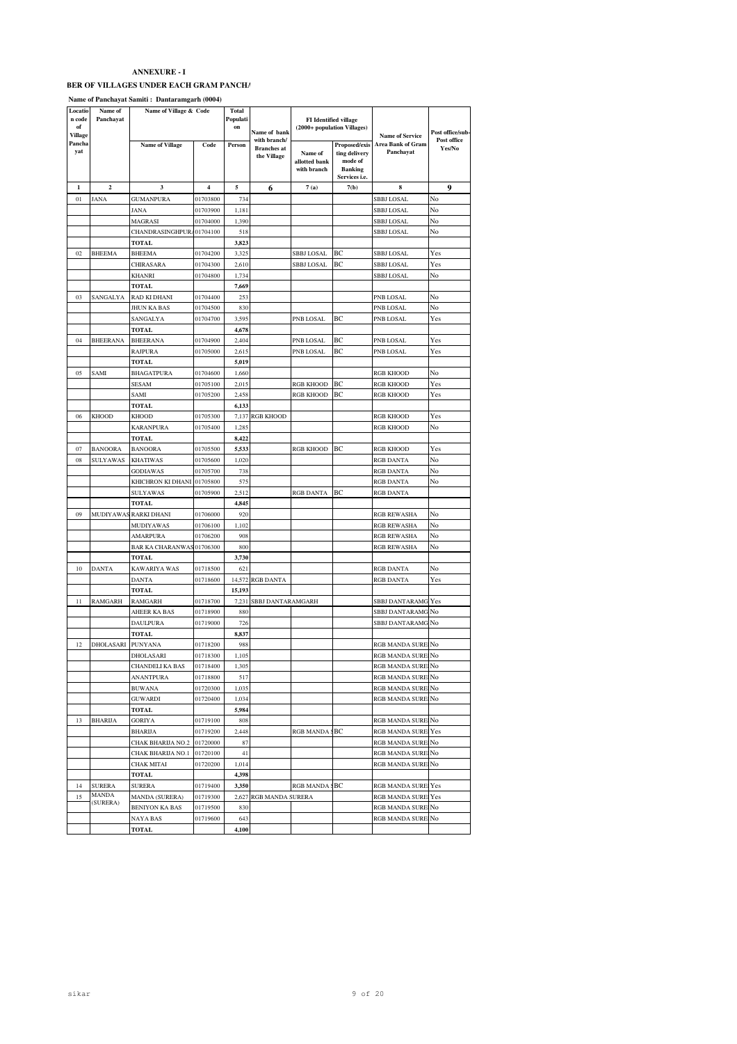**ANNEXURE - I**

**BER OF VILLAGES UNDER EACH GRAM PANCHA**

**Name of Panchayat Samiti : Dantaramgarh (0004)**

| Location code of Village Panchayat | Name of Panchayat | Name of Village & Code | | Total Population | Name of bank with branch/ Branches at the Village | FI Identified village (2000+ population Villages) | | Name of Service Area Bank of Gram Panchayat | Post office/sub-Post office Yes/No |
|---|---|---|---|---|---|---|---|---|---|
| | | Name of Village | Code | Person | | Name of allotted bank with branch | Proposed/existing delivery mode of Banking Services i.e. | | |
| 1 | 2 | 3 | 4 | 5 | 6 | 7 (a) | 7(b) | 8 | 9 |
| 01 | JANA | GUMANPURA | 01703800 | 734 | | | | SBBJ LOSAL | No |
| | | JANA | 01703900 | 1,181 | | | | SBBJ LOSAL | No |
| | | MAGRASI | 01704000 | 1,390 | | | | SBBJ LOSAL | No |
| | | CHANDRASINGHPURA | 01704100 | 518 | | | | SBBJ LOSAL | No |
| | | **TOTAL** | | **3,823** | | | | | |
| 02 | BHEEMA | BHEEMA | 01704200 | 3,325 | | SBBJ LOSAL | BC | SBBJ LOSAL | Yes |
| | | CHIRASARA | 01704300 | 2,610 | | SBBJ LOSAL | BC | SBBJ LOSAL | Yes |
| | | KHANRI | 01704800 | 1,734 | | | | SBBJ LOSAL | No |
| | | **TOTAL** | | **7,669** | | | | | |
| 03 | SANGALYA | RAD KI DHANI | 01704400 | 253 | | | | PNB LOSAL | No |
| | | JHUN KA BAS | 01704500 | 830 | | | | PNB LOSAL | No |
| | | SANGALYA | 01704700 | 3,595 | | PNB LOSAL | BC | PNB LOSAL | Yes |
| | | **TOTAL** | | **4,678** | | | | | |
| 04 | BHEERANA | BHEERANA | 01704900 | 2,404 | | PNB LOSAL | BC | PNB LOSAL | Yes |
| | | RAJPURA | 01705000 | 2,615 | | PNB LOSAL | BC | PNB LOSAL | Yes |
| | | **TOTAL** | | **5,019** | | | | | |
| 05 | SAMI | BHAGATPURA | 01704600 | 1,660 | | | | RGB KHOOD | No |
| | | SESAM | 01705100 | 2,015 | | RGB KHOOD | BC | RGB KHOOD | Yes |
| | | SAMI | 01705200 | 2,458 | | RGB KHOOD | BC | RGB KHOOD | Yes |
| | | **TOTAL** | | **6,133** | | | | | |
| 06 | KHOOD | KHOOD | 01705300 | 7,137 | RGB KHOOD | | | RGB KHOOD | Yes |
| | | KARANPURA | 01705400 | 1,285 | | | | RGB KHOOD | No |
| | | **TOTAL** | | **8,422** | | | | | |
| 07 | BANOORA | BANOORA | 01705500 | **5,533** | | RGB KHOOD | BC | RGB KHOOD | Yes |
| 08 | SULYAWAS | KHATIWAS | 01705600 | 1,020 | | | | RGB DANTA | No |
| | | GODIAWAS | 01705700 | 738 | | | | RGB DANTA | No |
| | | KHICHRON KI DHANI | 01705800 | 575 | | | | RGB DANTA | No |
| | | SULYAWAS | 01705900 | 2,512 | | RGB DANTA | BC | RGB DANTA | |
| | | **TOTAL** | | **4,845** | | | | | |
| 09 | MUDIYAWAS | RARKI DHANI | 01706000 | 920 | | | | RGB REWASHA | No |
| | | MUDIYAWAS | 01706100 | 1,102 | | | | RGB REWASHA | No |
| | | AMARPURA | 01706200 | 908 | | | | RGB REWASHA | No |
| | | BAR KA CHARANWAS | 01706300 | 800 | | | | RGB REWASHA | No |
| | | **TOTAL** | | **3,730** | | | | | |
| 10 | DANTA | KAWARIYA WAS | 01718500 | 621 | | | | RGB DANTA | No |
| | | DANTA | 01718600 | 14,572 | RGB DANTA | | | RGB DANTA | Yes |
| | | **TOTAL** | | **15,193** | | | | | |
| 11 | RAMGARH | RAMGARH | 01718700 | 7,231 | SBBJ DANTARAMGARH | | | SBBJ DANTARAMG | Yes |
| | | AHEER KA BAS | 01718900 | 880 | | | | SBBJ DANTARAMG | No |
| | | DAULPURA | 01719000 | 726 | | | | SBBJ DANTARAMG | No |
| | | **TOTAL** | | **8,837** | | | | | |
| 12 | DHOLASARI | PUNYANA | 01718200 | 988 | | | | RGB MANDA SURE | No |
| | | DHOLASARI | 01718300 | 1,105 | | | | RGB MANDA SURE | No |
| | | CHANDELI KA BAS | 01718400 | 1,305 | | | | RGB MANDA SURE | No |
| | | ANANTPURA | 01718800 | 517 | | | | RGB MANDA SURE | No |
| | | BUWANA | 01720300 | 1,035 | | | | RGB MANDA SURE | No |
| | | GUWARDI | 01720400 | 1,034 | | | | RGB MANDA SURE | No |
| | | **TOTAL** | | **5,984** | | | | | |
| 13 | BHARIJA | GORIYA | 01719100 | 808 | | | | RGB MANDA SURE | No |
| | | BHARIJA | 01719200 | 2,448 | | RGB MANDA S | BC | RGB MANDA SURE | Yes |
| | | CHAK BHARIJA NO.2 | 01720000 | 87 | | | | RGB MANDA SURE | No |
| | | CHAK BHARIJA NO.1 | 01720100 | 41 | | | | RGB MANDA SURE | No |
| | | CHAK MITAI | 01720200 | 1,014 | | | | RGB MANDA SURE | No |
| | | **TOTAL** | | **4,398** | | | | | |
| 14 | SURERA | SURERA | 01719400 | **3,350** | | RGB MANDA S | BC | RGB MANDA SURE | Yes |
| 15 | MANDA (SURERA) | MANDA (SURERA) | 01719300 | 2,627 | RGB MANDA SURERA | | | RGB MANDA SURE | Yes |
| | | BENIYON KA BAS | 01719500 | 830 | | | | RGB MANDA SURE | No |
| | | NAYA BAS | 01719600 | 643 | | | | RGB MANDA SURE | No |
| | | **TOTAL** | | **4,100** | | | | | |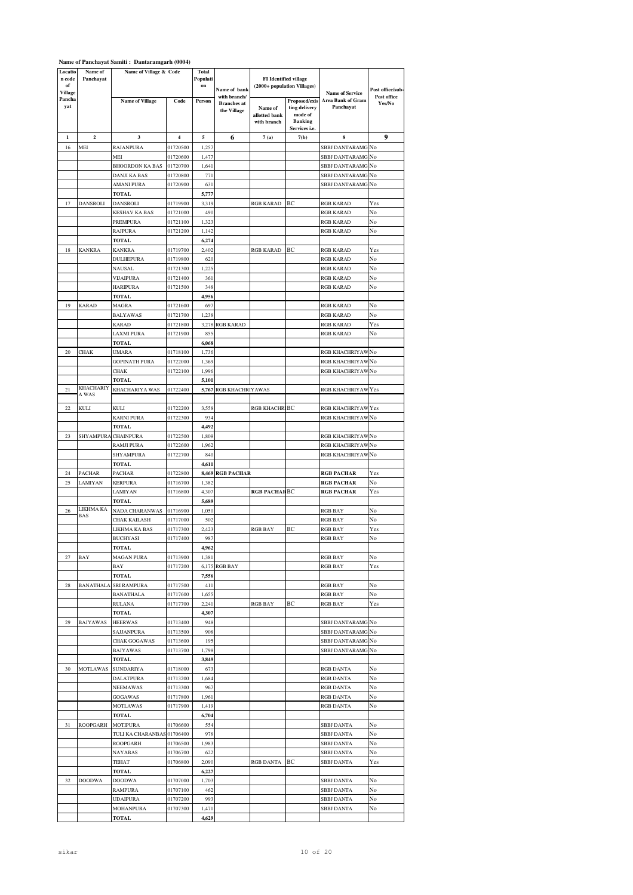**Name of Panchayat Samiti : Dantaramgarh (0004)**

| Location code of Village Panchayat | Name of Panchayat | Name of Village & Code | | Total Population | Name of bank with branch/ Branches at the Village | FI Identified village (2000+ population Villages) | | Name of Service Area Bank of Gram Panchayat | Post office/sub-Post office Yes/No |
|---|---|---|---|---|---|---|---|---|---|
| | | Name of Village | Code | Person | | Name of allotted bank with branch | Proposed/existing delivery mode of Banking Services i.e. | | |
| 1 | 2 | 3 | 4 | 5 | 6 | 7 (a) | 7(b) | 8 | 9 |
| 16 | MEI | RAJANPURA | 01720500 | 1,257 | | | | SBBJ DANTARAMG | No |
| | | MEI | 01720600 | 1,477 | | | | SBBJ DANTARAMG | No |
| | | BHOORDON KA BAS | 01720700 | 1,641 | | | | SBBJ DANTARAMG | No |
| | | DANJI KA BAS | 01720800 | 771 | | | | SBBJ DANTARAMG | No |
| | | AMANI PURA | 01720900 | 631 | | | | SBBJ DANTARAMG | No |
| | | **TOTAL** | | **5,777** | | | | | |
| 17 | DANSROLI | DANSROLI | 01719900 | 3,319 | | RGB KARAD | BC | RGB KARAD | Yes |
| | | KESHAV KA BAS | 01721000 | 490 | | | | RGB KARAD | No |
| | | PREMPURA | 01721100 | 1,323 | | | | RGB KARAD | No |
| | | RAJPURA | 01721200 | 1,142 | | | | RGB KARAD | No |
| | | **TOTAL** | | **6,274** | | | | | |
| 18 | KANKRA | KANKRA | 01719700 | 2,402 | | RGB KARAD | BC | RGB KARAD | Yes |
| | | DULHEPURA | 01719800 | 620 | | | | RGB KARAD | No |
| | | NAUSAL | 01721300 | 1,225 | | | | RGB KARAD | No |
| | | VIJAIPURA | 01721400 | 361 | | | | RGB KARAD | No |
| | | HARIPURA | 01721500 | 348 | | | | RGB KARAD | No |
| | | **TOTAL** | | **4,956** | | | | | |
| 19 | KARAD | MAGRA | 01721600 | 697 | | | | RGB KARAD | No |
| | | BALYAWAS | 01721700 | 1,238 | | | | RGB KARAD | No |
| | | KARAD | 01721800 | 3,278 | RGB KARAD | | | RGB KARAD | Yes |
| | | LAXMI PURA | 01721900 | 855 | | | | RGB KARAD | No |
| | | **TOTAL** | | **6,068** | | | | | |
| 20 | CHAK | UMARA | 01718100 | 1,736 | | | | RGB KHACHRIYAW | No |
| | | GOPINATH PURA | 01722000 | 1,369 | | | | RGB KHACHRIYAW | No |
| | | CHAK | 01722100 | 1,996 | | | | RGB KHACHRIYAW | No |
| | | **TOTAL** | | **5,101** | | | | | |
| 21 | KHACHARIYA WAS | KHACHARIYA WAS | 01722400 | **5,767** | RGB KHACHRIYAWAS | | | RGB KHACHRIYAW | Yes |
| 22 | KULI | KULI | 01722200 | 3,558 | | RGB KHACHRI | BC | RGB KHACHRIYAW | Yes |
| | | KARNI PURA | 01722300 | 934 | | | | RGB KHACHRIYAW | No |
| | | **TOTAL** | | **4,492** | | | | | |
| 23 | SHYAMPURA | CHAINPURA | 01722500 | 1,809 | | | | RGB KHACHRIYAW | No |
| | | RAMJI PURA | 01722600 | 1,962 | | | | RGB KHACHRIYAW | No |
| | | SHYAMPURA | 01722700 | 840 | | | | RGB KHACHRIYAW | No |
| | | **TOTAL** | | **4,611** | | | | | |
| 24 | PACHAR | PACHAR | 01722800 | **8,469** | **RGB PACHAR** | | | **RGB PACHAR** | Yes |
| 25 | LAMIYAN | KERPURA | 01716700 | 1,382 | | | | **RGB PACHAR** | No |
| | | LAMIYAN | 01716800 | 4,307 | | **RGB PACHAR** | BC | **RGB PACHAR** | Yes |
| | | **TOTAL** | | **5,689** | | | | | |
| 26 | LIKHMA KA BAS | NADA CHARANWAS | 01716900 | 1,050 | | | | RGB BAY | No |
| | | CHAK KAILASH | 01717000 | 502 | | | | RGB BAY | No |
| | | LIKHMA KA BAS | 01717300 | 2,423 | | RGB BAY | BC | RGB BAY | Yes |
| | | BUCHYASI | 01717400 | 987 | | | | RGB BAY | No |
| | | **TOTAL** | | **4,962** | | | | | |
| 27 | BAY | MAGAN PURA | 01713900 | 1,381 | | | | RGB BAY | No |
| | | BAY | 01717200 | 6,175 | RGB BAY | | | RGB BAY | Yes |
| | | **TOTAL** | | **7,556** | | | | | |
| 28 | BANATHALA | SRI RAMPURA | 01717500 | 411 | | | | RGB BAY | No |
| | | BANATHALA | 01717600 | 1,655 | | | | RGB BAY | No |
| | | RULANA | 01717700 | 2,241 | | RGB BAY | BC | RGB BAY | Yes |
| | | **TOTAL** | | **4,307** | | | | | |
| 29 | BAJYAWAS | HEERWAS | 01713400 | 948 | | | | SBBJ DANTARAMG | No |
| | | SAJJANPURA | 01713500 | 908 | | | | SBBJ DANTARAMG | No |
| | | CHAK GOGAWAS | 01713600 | 195 | | | | SBBJ DANTARAMG | No |
| | | BAJYAWAS | 01713700 | 1,798 | | | | SBBJ DANTARAMG | No |
| | | **TOTAL** | | **3,849** | | | | | |
| 30 | MOTLAWAS | SUNDARIYA | 01718000 | 673 | | | | RGB DANTA | No |
| | | DALATPURA | 01713200 | 1,684 | | | | RGB DANTA | No |
| | | NEEMAWAS | 01713300 | 967 | | | | RGB DANTA | No |
| | | GOGAWAS | 01717800 | 1,961 | | | | RGB DANTA | No |
| | | MOTLAWAS | 01717900 | 1,419 | | | | RGB DANTA | No |
| | | **TOTAL** | | **6,704** | | | | | |
| 31 | ROOPGARH | MOTIPURA | 01706600 | 554 | | | | SBBJ DANTA | No |
| | | TULI KA CHARANBAS | 01706400 | 978 | | | | SBBJ DANTA | No |
| | | ROOPGARH | 01706500 | 1,983 | | | | SBBJ DANTA | No |
| | | NAYABAS | 01706700 | 622 | | | | SBBJ DANTA | No |
| | | TEHAT | 01706800 | 2,090 | | RGB DANTA | BC | SBBJ DANTA | Yes |
| | | **TOTAL** | | **6,227** | | | | | |
| 32 | DOODWA | DOODWA | 01707000 | 1,703 | | | | SBBJ DANTA | No |
| | | RAMPURA | 01707100 | 462 | | | | SBBJ DANTA | No |
| | | UDAIPURA | 01707200 | 993 | | | | SBBJ DANTA | No |
| | | MOHANPURA | 01707300 | 1,471 | | | | SBBJ DANTA | No |
| | | **TOTAL** | | **4,629** | | | | | |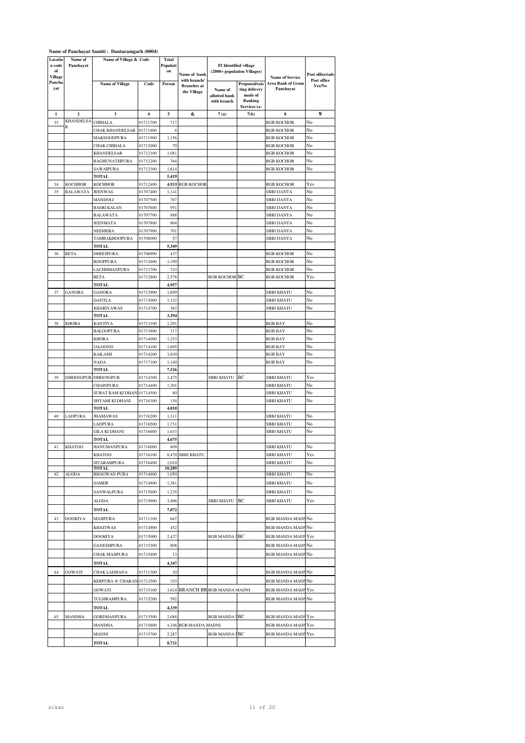**Name of Panchayat Samiti : Dantaramgarh (0004)**

| Location code of Village Panchayat | Name of Panchayat | Name of Village & Code | | Total Population | Name of bank with branch/ Branches at the Village | FI Identified village (2000+ population Villages) | | Name of Service Area Bank of Gram Panchayat | Post office/sub-Post office Yes/No |
|---|---|---|---|---|---|---|---|---|---|
| | | Name of Village | Code | Person | | Name of allotted bank with branch | Proposed/existing delivery mode of Banking Services i.e. | | |
| 1 | 2 | 3 | 4 | 5 | 6 | 7 (a) | 7(b) | 8 | 9 |
| 33 | KHANDELSAR | CHIHALA | 01711700 | 717 | | | | RGB KOCHOR | No |
| | | CHAK KHANDELSAR | 01711800 | 8 | | | | RGB KOCHOR | No |
| | | MAKSOODPURA | 01711900 | 1,156 | | | | RGB KOCHOR | No |
| | | CHAK CHIHALA | 01712000 | 79 | | | | RGB KOCHOR | No |
| | | KHANDELSAR | 01712100 | 1,081 | | | | RGB KOCHOR | No |
| | | RAGHUNATHPURA | 01712200 | 764 | | | | RGB KOCHOR | No |
| | | SAWAIPURA | 01712300 | 1,614 | | | | RGB KOCHOR | No |
| | | **TOTAL** | | **5,419** | | | | | |
| 34 | KOCHHOR | KOCHHOR | 01712400 | **4,933** | RGB KOCHOR | | | RGB KOCHOR | Yes |
| 35 | RALAWATA | JEENWAS | 01707400 | 1,141 | | | | SBBJ DANTA | No |
| | | MANDOLI | 01707500 | 707 | | | | SBBJ DANTA | No |
| | | BASRI KALAN | 01707600 | 951 | | | | SBBJ DANTA | No |
| | | RALAWATA | 01707700 | 888 | | | | SBBJ DANTA | No |
| | | JEENMATA | 01707800 | 904 | | | | SBBJ DANTA | No |
| | | NEEMERA | 01707900 | 701 | | | | SBBJ DANTA | No |
| | | TAMBAKHOOPURA | 01708000 | 57 | | | | SBBJ DANTA | No |
| | | **TOTAL** | | **5,349** | | | | | |
| 36 | RETA | DHEEJPURA | 01706900 | 437 | | | | RGB KOCHOR | No |
| | | ROOPPURA | 01712600 | 1,199 | | | | RGB KOCHOR | No |
| | | LACHHMANPURA | 01712700 | 743 | | | | RGB KOCHOR | No |
| | | RETA | 01712800 | 2,578 | | RGB KOCHOR | BC | RGB KOCHOR | Yes |
| | | **TOTAL** | | **4,957** | | | | | |
| 37 | GANORA | GANORA | 01712900 | 1,699 | | | | SBBJ KHATU | No |
| | | DANTLA | 01713000 | 1,332 | | | | SBBJ KHATU | No |
| | | KHARIYAWAS | 01714700 | 363 | | | | SBBJ KHATU | No |
| | | **TOTAL** | | **3,394** | | | | | |
| 38 | KHORA | KANTIYA | 01713100 | 1,291 | | | | RGB BAY | No |
| | | BALOOPURA | 01713800 | 317 | | | | RGB BAY | No |
| | | KHORA | 01714000 | 1,253 | | | | RGB BAY | No |
| | | JALOOND | 01714100 | 1,695 | | | | RGB BAY | No |
| | | KAILASH | 01714200 | 1,830 | | | | RGB BAY | No |
| | | NADA | 01717100 | 1,140 | | | | RGB BAY | No |
| | | **TOTAL** | | **7,526** | | | | | |
| 39 | DHEENGPUR | DHEENGPUR | 01714300 | 2,475 | | SBBJ KHATU | BC | SBBJ KHATU | Yes |
| | | CHAINPURA | 01714400 | 1,301 | | | | SBBJ KHATU | No |
| | | SURAT RAM KI DHANI | 01714500 | 80 | | | | SBBJ KHATU | No |
| | | SHYAMI KI DHANI | 01716300 | 154 | | | | SBBJ KHATU | No |
| | | **TOTAL** | | **4,010** | | | | | |
| 40 | LADPURA | JHAMAWAS | 01716200 | 1,311 | | | | SBBJ KHATU | No |
| | | LADPURA | 01716500 | 1,731 | | | | SBBJ KHATU | No |
| | | GILA KI DHANI | 01716600 | 1,633 | | | | SBBJ KHATU | No |
| | | **TOTAL** | | **4,675** | | | | | |
| 41 | KHATOO | HANUMANPURA | 01716000 | 809 | | | | SBBJ KHATU | No |
| | | KHATOO | 01716100 | 8,470 | SBBJ KHATU | | | SBBJ KHATU | Yes |
| | | SITARAMPURA | 01716400 | 1,010 | | | | SBBJ KHATU | No |
| | | **TOTAL** | | **10,289** | | | | | |
| 42 | ALODA | BHAGWAN PURA | 01714600 | 1,050 | | | | SBBJ KHATU | No |
| | | SAMER | 01714800 | 1,381 | | | | SBBJ KHATU | No |
| | | SANWALPURA | 01715800 | 1,235 | | | | SBBJ KHATU | No |
| | | ALODA | 01715900 | 3,406 | | SBBJ KHATU | BC | SBBJ KHATU | Yes |
| | | **TOTAL** | | **7,072** | | | | | |
| 43 | DOOKIYA | MAJIPURA | 01711100 | 647 | | | | RGB MANDA MADNI | No |
| | | KHAITWAS | 01714900 | 452 | | | | RGB MANDA MADNI | No |
| | | DOOKIYA | 01715000 | 2,427 | | RGB MANDA MADNI | BC | RGB MANDA MADNI | Yes |
| | | GANESHPURA | 01715300 | 808 | | | | RGB MANDA MADNI | No |
| | | CHAK MAJIPURA | 01715400 | 13 | | | | RGB MANDA MADNI | No |
| | | **TOTAL** | | **4,347** | | | | | |
| 44 | GOWATI | CHAK LADHANA | 01711300 | 20 | | | | RGB MANDA MADNI | No |
| | | KERPURA @ CHARAN | 01712500 | 103 | | | | RGB MANDA MADNI | No |
| | | GOWATI | 01715100 | 3,624 | BRANCH BR | RGB MANDA MADNI | | RGB MANDA MADNI | Yes |
| | | TULSIRAMPURA | 01715200 | 592 | | | | RGB MANDA MADNI | No |
| | | **TOTAL** | | **4,339** | | | | | |
| 45 | MANDHA | GORDHANPURA | 01715500 | 2,088 | | RGB MANDA MADNI | BC | RGB MANDA MADNI | Yes |
| | | MANDHA | 01715600 | 4,346 | RGB MANDA MADNI | | | RGB MANDA MADNI | Yes |
| | | MADNI | 01715700 | 2,287 | | RGB MANDA MADNI | BC | RGB MANDA MADNI | Yes |
| | | **TOTAL** | | **8,721** | | | | | |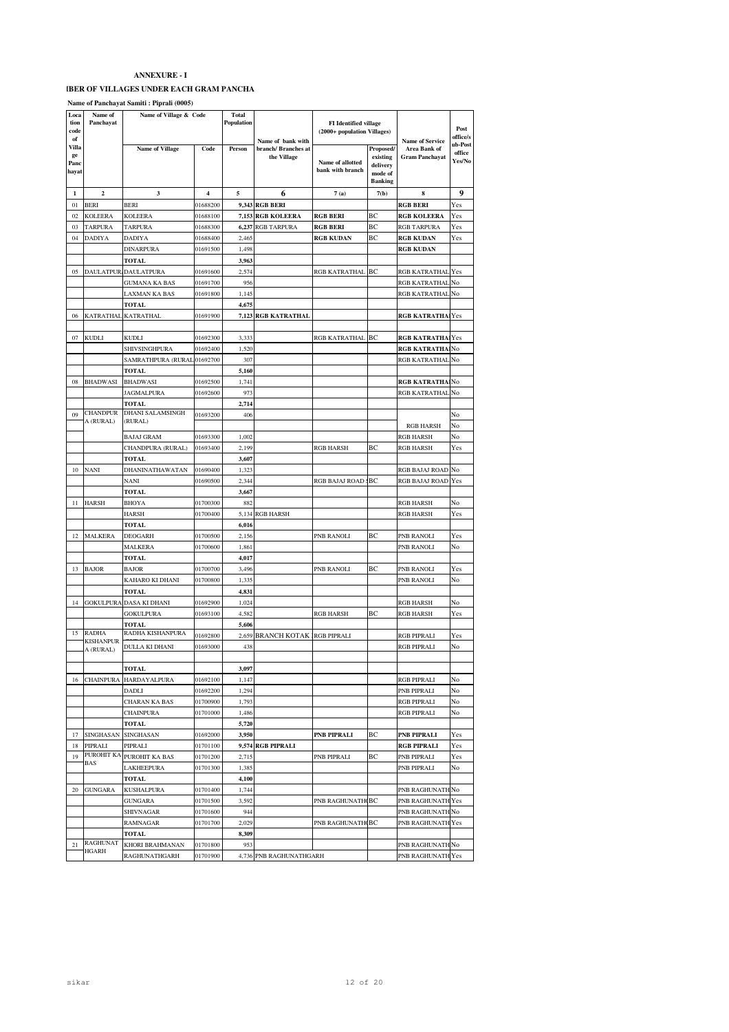**ANNEXURE - I**

**IBER OF VILLAGES UNDER EACH GRAM PANCHA**

**Name of Panchayat Samiti : Piprali (0005)**

| Location code of Village Panchayat | Name of Panchayat | Name of Village & Code | | Total Population | Name of bank with branch/ Branches at the Village | FI Identified village (2000+ population Villages) | | Name of Service Area Bank of Gram Panchayat | Post office/Sub-Post office Yes/No |
|---|---|---|---|---|---|---|---|---|---|
| | | Name of Village | Code | Person | | Name of allotted bank with branch | Proposed/ existing delivery mode of Banking | | |
| 1 | 2 | 3 | 4 | 5 | 6 | 7 (a) | 7(b) | 8 | 9 |
| 01 | BERI | BERI | 01688200 | **9,343** | **RGB BERI** | | | **RGB BERI** | Yes |
| 02 | KOLEERA | KOLEERA | 01688100 | **7,153** | **RGB KOLEERA** | **RGB BERI** | BC | **RGB KOLEERA** | Yes |
| 03 | TARPURA | TARPURA | 01688300 | **6,237** | RGB TARPURA | **RGB BERI** | BC | RGB TARPURA | Yes |
| 04 | DADIYA | DADIYA | 01688400 | 2,465 | | **RGB KUDAN** | BC | **RGB KUDAN** | Yes |
| | | DINARPURA | 01691500 | 1,498 | | | | **RGB KUDAN** | |
| | | **TOTAL** | | **3,963** | | | | | |
| 05 | DAULATPUR | DAULATPURA | 01691600 | 2,574 | | RGB KATRATHAL | BC | RGB KATRATHAL | Yes |
| | | GUMANA KA BAS | 01691700 | 956 | | | | RGB KATRATHAL | No |
| | | LAXMAN KA BAS | 01691800 | 1,145 | | | | RGB KATRATHAL | No |
| | | **TOTAL** | | **4,675** | | | | | |
| 06 | KATRATHAL | KATRATHAL | 01691900 | **7,123** | **RGB KATRATHAL** | | | **RGB KATRATHAL** | Yes |
| 07 | KUDLI | KUDLI | 01692300 | 3,333 | | RGB KATRATHAL | BC | **RGB KATRATHAL** | Yes |
| | | SHIVSINGHPURA | 01692400 | 1,520 | | | | **RGB KATRATHAL** | No |
| | | SAMRATHPURA (RURAL) | 01692700 | 307 | | | | RGB KATRATHAL | No |
| | | **TOTAL** | | **5,160** | | | | | |
| 08 | BHADWASI | BHADWASI | 01692500 | 1,741 | | | | **RGB KATRATHAL** | No |
| | | JAGMALPURA | 01692600 | 973 | | | | RGB KATRATHAL | No |
| | | **TOTAL** | | **2,714** | | | | | |
| 09 | CHANDPURA (RURAL) | DHANI SALAMSINGH (RURAL) | 01693200 | 406 | | | | RGB HARSH | No |
| | | | | | | | | | No |
| | | BAJAJ GRAM | 01693300 | 1,002 | | | | RGB HARSH | No |
| | | CHANDPURA (RURAL) | 01693400 | 2,199 | | RGB HARSH | BC | RGB HARSH | Yes |
| | | **TOTAL** | | **3,607** | | | | | |
| 10 | NANI | DHANINATHAWATAN | 01690400 | 1,323 | | | | RGB BAJAJ ROAD | No |
| | | NANI | 01690500 | 2,344 | | RGB BAJAJ ROAD | BC | RGB BAJAJ ROAD | Yes |
| | | **TOTAL** | | **3,667** | | | | | |
| 11 | HARSH | BHOYA | 01700300 | 882 | | | | RGB HARSH | No |
| | | HARSH | 01700400 | 5,134 | RGB HARSH | | | RGB HARSH | Yes |
| | | **TOTAL** | | **6,016** | | | | | |
| 12 | MALKERA | DEOGARH | 01700500 | 2,156 | | PNB RANOLI | BC | PNB RANOLI | Yes |
| | | MALKERA | 01700600 | 1,861 | | | | PNB RANOLI | No |
| | | **TOTAL** | | **4,017** | | | | | |
| 13 | BAJOR | BAJOR | 01700700 | 3,496 | | PNB RANOLI | BC | PNB RANOLI | Yes |
| | | KAHARO KI DHANI | 01700800 | 1,335 | | | | PNB RANOLI | No |
| | | **TOTAL** | | **4,831** | | | | | |
| 14 | GOKULPURA | DASA KI DHANI | 01692900 | 1,024 | | | | RGB HARSH | No |
| | | GOKULPURA | 01693100 | 4,582 | | RGB HARSH | BC | RGB HARSH | Yes |
| | | **TOTAL** | | **5,606** | | | | | |
| 15 | RADHA KISHANPURA (RURAL) | RADHA KISHANPURA | 01692800 | 2,659 | BRANCH KOTAK | RGB PIPRALI | | RGB PIPRALI | Yes |
| | | DULLA KI DHANI | 01693000 | 438 | | | | RGB PIPRALI | No |
| | | **TOTAL** | | **3,097** | | | | | |
| 16 | CHAINPURA | HARDAYALPURA | 01692100 | 1,147 | | | | RGB PIPRALI | No |
| | | DADLI | 01692200 | 1,294 | | | | PNB PIPRALI | No |
| | | CHARAN KA BAS | 01700900 | 1,793 | | | | RGB PIPRALI | No |
| | | CHAINPURA | 01701000 | 1,486 | | | | RGB PIPRALI | No |
| | | **TOTAL** | | **5,720** | | | | | |
| 17 | SINGHASAN | SINGHASAN | 01692000 | 3,950 | | **PNB PIPRALI** | BC | **PNB PIPRALI** | Yes |
| 18 | PIPRALI | PIPRALI | 01701100 | **9,574** | **RGB PIPRALI** | | | **RGB PIPRALI** | Yes |
| 19 | PUROHIT KA BAS | PUROHIT KA BAS | 01701200 | 2,715 | | PNB PIPRALI | BC | PNB PIPRALI | Yes |
| | | LAKHEEPURA | 01701300 | 1,385 | | | | PNB PIPRALI | No |
| | | **TOTAL** | | **4,100** | | | | | |
| 20 | GUNGARA | KUSHALPURA | 01701400 | 1,744 | | | | PNB RAGHUNATH | No |
| | | GUNGARA | 01701500 | 3,592 | | PNB RAGHUNATH | BC | PNB RAGHUNATH | Yes |
| | | SHIVNAGAR | 01701600 | 944 | | | | PNB RAGHUNATH | No |
| | | RAMNAGAR | 01701700 | 2,029 | | PNB RAGHUNATH | BC | PNB RAGHUNATH | Yes |
| | | **TOTAL** | | **8,309** | | | | | |
| 21 | RAGHUNATHGARH | KHORI BRAHMANAN | 01701800 | 953 | | | | PNB RAGHUNATH | No |
| | | RAGHUNATHGARH | 01701900 | 4,736 | PNB RAGHUNATHGARH | | | PNB RAGHUNATH | Yes |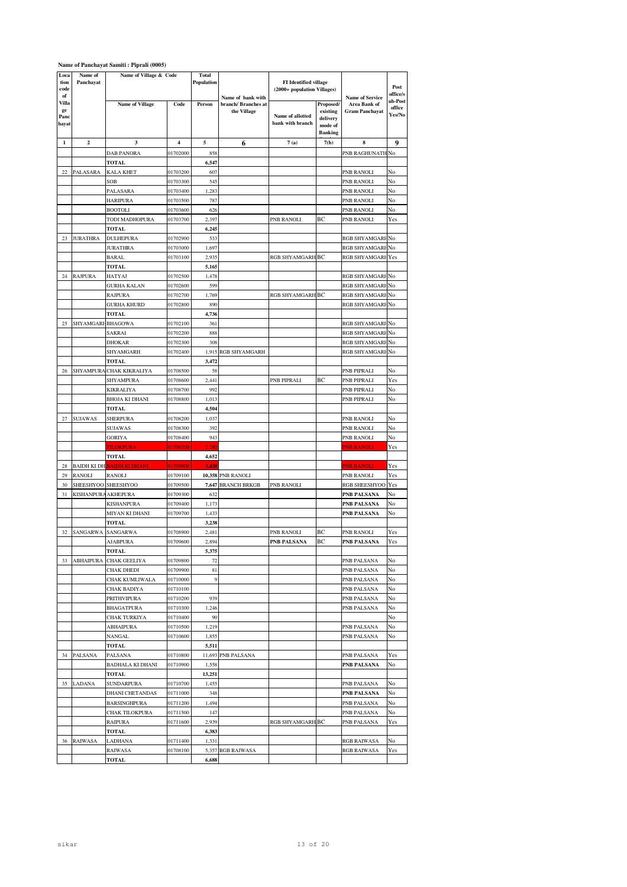**Name of Panchayat Samiti : Piprali (0005)**

| Location code of Village Panchayat | Name of Panchayat | Name of Village & Code | | Total Population | Name of bank with branch/ Branches at the Village | FI Identified village (2000+ population Villages) | | Name of Service Area Bank of Gram Panchayat | Post office/Sub-Post office Yes/No |
|---|---|---|---|---|---|---|---|---|---|
| | | Name of Village | Code | Person | | Name of allotted bank with branch | Proposed/ existing delivery mode of Banking | | |
| 1 | 2 | 3 | 4 | 5 | 6 | 7 (a) | 7(b) | 8 | 9 |
| | | DAB PANORA | 01702000 | 858 | | | | PNB RAGHUNATH | No |
| | | TOTAL | | 6,547 | | | | | |
| 22 | PALASARA | KALA KHET | 01703200 | 607 | | | | PNB RANOLI | No |
| | | SOB | 01703300 | 545 | | | | PNB RANOLI | No |
| | | PALASARA | 01703400 | 1,283 | | | | PNB RANOLI | No |
| | | HARIPURA | 01703500 | 787 | | | | PNB RANOLI | No |
| | | BOOTOLI | 01703600 | 626 | | | | PNB RANOLI | No |
| | | TODI MADHOPURA | 01703700 | 2,397 | | PNB RANOLI | BC | PNB RANOLI | Yes |
| | | TOTAL | | 6,245 | | | | | |
| 23 | JURATHRA | DULHEPURA | 01702900 | 533 | | | | RGB SHYAMGARH | No |
| | | JURATHRA | 01703000 | 1,697 | | | | RGB SHYAMGARH | No |
| | | BARAL | 01703100 | 2,935 | | RGB SHYAMGARH | BC | RGB SHYAMGARH | Yes |
| | | TOTAL | | 5,165 | | | | | |
| 24 | RAJPURA | HATYAJ | 01702500 | 1,478 | | | | RGB SHYAMGARH | No |
| | | GURHA KALAN | 01702600 | 599 | | | | RGB SHYAMGARH | No |
| | | RAJPURA | 01702700 | 1,769 | | RGB SHYAMGARH | BC | RGB SHYAMGARH | No |
| | | GURHA KHURD | 01702800 | 890 | | | | RGB SHYAMGARH | No |
| | | TOTAL | | 4,736 | | | | | |
| 25 | SHYAMGARH | BHAGOWA | 01702100 | 361 | | | | RGB SHYAMGARH | No |
| | | SAKRAI | 01702200 | 888 | | | | RGB SHYAMGARH | No |
| | | DHOKAR | 01702300 | 308 | | | | RGB SHYAMGARH | No |
| | | SHYAMGARH | 01702400 | 1,915 | RGB SHYAMGARH | | | RGB SHYAMGARH | No |
| | | TOTAL | | 3,472 | | | | | |
| 26 | SHYAMPURA | CHAK KIKRALIYA | 01708500 | 58 | | | | PNB PIPRALI | No |
| | | SHYAMPURA | 01708600 | 2,441 | | PNB PIPRALI | BC | PNB PIPRALI | Yes |
| | | KIKRALIYA | 01708700 | 992 | | | | PNB PIPRALI | No |
| | | BHOJA KI DHANI | 01708800 | 1,013 | | | | PNB PIPRALI | No |
| | | TOTAL | | 4,504 | | | | | |
| 27 | SUJAWAS | SHERPURA | 01708200 | 1,037 | | | | PNB RANOLI | No |
| | | SUJAWAS | 01708300 | 392 | | | | PNB RANOLI | No |
| | | GORIYA | 01708400 | 943 | | | | PNB RANOLI | No |
| | | TILOKPURA | 01709200 | 2,280 | | | | PNB RANOLI | Yes |
| | | TOTAL | | 4,652 | | | | | |
| 28 | BAIDH KI DHANI | BAIDH KI DHANI | 01709000 | 3,430 | | | | PNB RANOLI | Yes |
| 29 | RANOLI | RANOLI | 01709100 | 10,358 | PNB RANOLI | | | PNB RANOLI | Yes |
| 30 | SHEESHYOO | SHEESHYOO | 01709500 | 7,647 | BRANCH BRKGB | PNB RANOLI | | RGB SHEESHYOO | Yes |
| 31 | KISHANPURA | AKHEPURA | 01709300 | 632 | | | | PNB PALSANA | No |
| | | KISHANPURA | 01709400 | 1,173 | | | | PNB PALSANA | No |
| | | MIYAN KI DHANI | 01709700 | 1,433 | | | | PNB PALSANA | No |
| | | TOTAL | | 3,238 | | | | | |
| 32 | SANGARWA | SANGARWA | 01708900 | 2,481 | | PNB RANOLI | BC | PNB RANOLI | Yes |
| | | AJABPURA | 01709600 | 2,894 | | PNB PALSANA | BC | PNB PALSANA | Yes |
| | | TOTAL | | 5,375 | | | | | |
| 33 | ABHAIPURA | CHAK GEELIYA | 01709800 | 72 | | | | PNB PALSANA | No |
| | | CHAK DHEDI | 01709900 | 81 | | | | PNB PALSANA | No |
| | | CHAK KUMLIWALA | 01710000 | 9 | | | | PNB PALSANA | No |
| | | CHAK BADIYA | 01710100 | | | | | PNB PALSANA | No |
| | | PRITHVIPURA | 01710200 | 939 | | | | PNB PALSANA | No |
| | | BHAGATPURA | 01710300 | 1,246 | | | | PNB PALSANA | No |
| | | CHAK TURKIYA | 01710400 | 90 | | | | | No |
| | | ABHAIPURA | 01710500 | 1,219 | | | | PNB PALSANA | No |
| | | NANGAL | 01710600 | 1,855 | | | | PNB PALSANA | No |
| | | TOTAL | | 5,511 | | | | | |
| 34 | PALSANA | PALSANA | 01710800 | 11,693 | PNB PALSANA | | | PNB PALSANA | Yes |
| | | BADHALA KI DHANI | 01710900 | 1,558 | | | | PNB PALSANA | No |
| | | TOTAL | | 13,251 | | | | | |
| 35 | LADANA | SUNDARPURA | 01710700 | 1,455 | | | | PNB PALSANA | No |
| | | DHANI CHETANDAS | 01711000 | 348 | | | | PNB PALSANA | No |
| | | BARSINGHPURA | 01711200 | 1,494 | | | | PNB PALSANA | No |
| | | CHAK TILOKPURA | 01711500 | 147 | | | | PNB PALSANA | No |
| | | RAIPURA | 01711600 | 2,939 | | RGB SHYAMGARH | BC | PNB PALSANA | Yes |
| | | TOTAL | | 6,383 | | | | | |
| 36 | RAIWASA | LADHANA | 01711400 | 1,331 | | | | RGB RAIWASA | No |
| | | RAIWASA | 01708100 | 5,357 | RGB RAIWASA | | | RGB RAIWASA | Yes |
| | | TOTAL | | 6,688 | | | | | |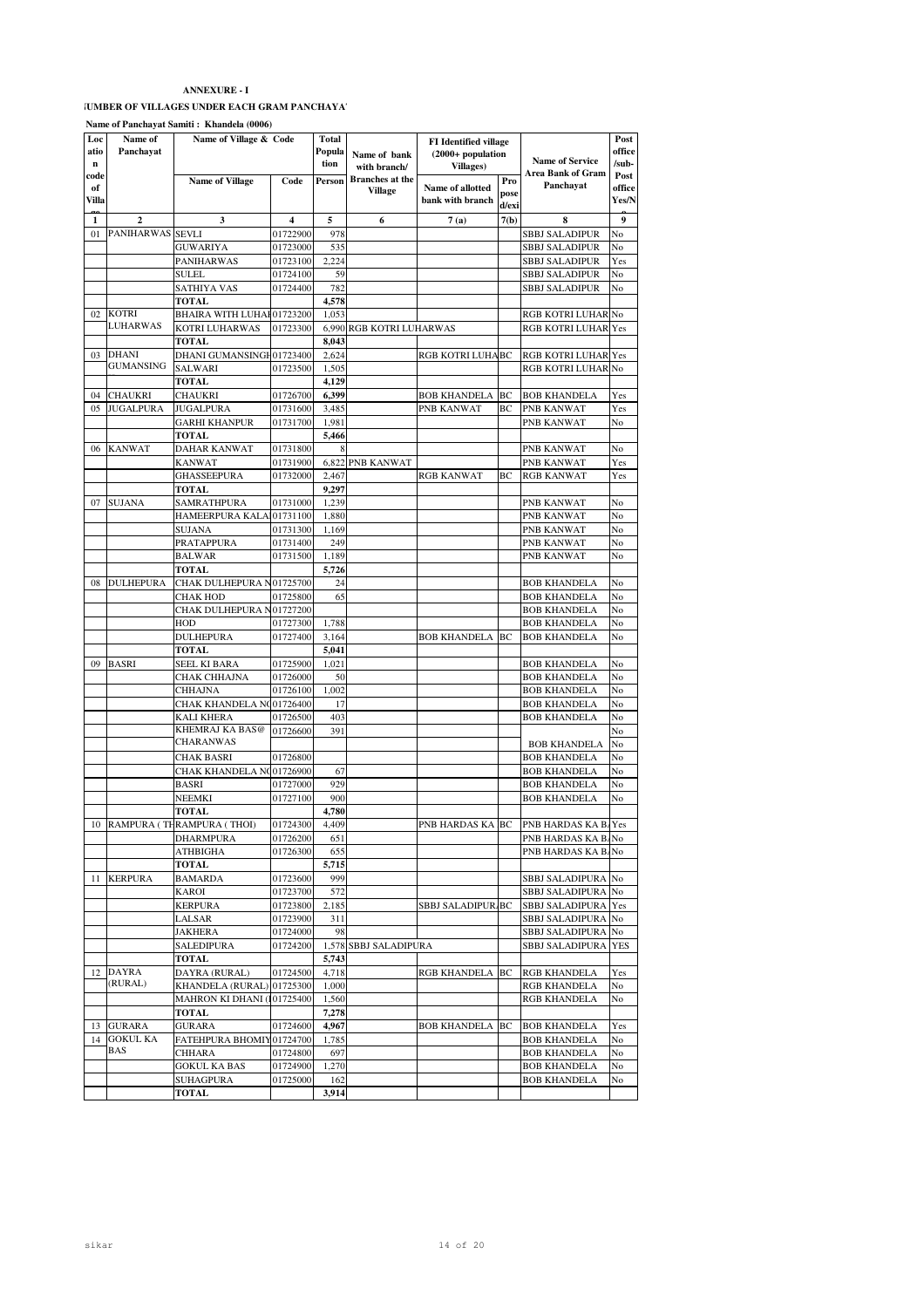**ANNEXURE - I**

**NUMBER OF VILLAGES UNDER EACH GRAM PANCHAYAT**

**Name of Panchayat Samiti : Khandela (0006)**

| Location code of Village | Name of Panchayat | Name of Village & Code | | Total Population | Name of bank with branch/ Branches at the Village | FI Identified village (2000+ population Villages) | | Name of Service Area Bank of Gram Panchayat | Post office /sub-Post office Yes/No |
|---|---|---|---|---|---|---|---|---|---|
| | | Name of Village | Code | Person | | Name of allotted bank with branch | Proposed/existing | | |
| 1 | 2 | 3 | 4 | 5 | 6 | 7 (a) | 7(b) | 8 | 9 |
| 01 | PANIHARWAS | SEVLI | 01722900 | 978 | | | | SBBJ SALADIPUR | No |
| | | GUWARIYA | 01723000 | 535 | | | | SBBJ SALADIPUR | No |
| | | PANIHARWAS | 01723100 | 2,224 | | | | SBBJ SALADIPUR | Yes |
| | | SULEL | 01724100 | 59 | | | | SBBJ SALADIPUR | No |
| | | SATHIYA VAS | 01724400 | 782 | | | | SBBJ SALADIPUR | No |
| | | **TOTAL** | | **4,578** | | | | | |
| 02 | KOTRI LUHARWAS | BHAIRA WITH LUHAI | 01723200 | 1,053 | | | | RGB KOTRI LUHAR | No |
| | | KOTRI LUHARWAS | 01723300 | 6,990 | RGB KOTRI LUHARWAS | | | RGB KOTRI LUHAR | Yes |
| | | **TOTAL** | | **8,043** | | | | | |
| 03 | DHANI GUMANSING | DHANI GUMANSINGH | 01723400 | 2,624 | | RGB KOTRI LUHA | BC | RGB KOTRI LUHAR | Yes |
| | | SALWARI | 01723500 | 1,505 | | | | RGB KOTRI LUHAR | No |
| | | **TOTAL** | | **4,129** | | | | | |
| 04 | CHAUKRI | CHAUKRI | 01726700 | **6,399** | | BOB KHANDELA | BC | BOB KHANDELA | Yes |
| 05 | JUGALPURA | JUGALPURA | 01731600 | 3,485 | | PNB KANWAT | BC | PNB KANWAT | Yes |
| | | GARHI KHANPUR | 01731700 | 1,981 | | | | PNB KANWAT | No |
| | | **TOTAL** | | **5,466** | | | | | |
| 06 | KANWAT | DAHAR KANWAT | 01731800 | 8 | | | | PNB KANWAT | No |
| | | KANWAT | 01731900 | 6,822 | PNB KANWAT | | | PNB KANWAT | Yes |
| | | GHASSEEPURA | 01732000 | 2,467 | | RGB KANWAT | BC | RGB KANWAT | Yes |
| | | **TOTAL** | | **9,297** | | | | | |
| 07 | SUJANA | SAMRATHPURA | 01731000 | 1,239 | | | | PNB KANWAT | No |
| | | HAMEERPURA KALA | 01731100 | 1,880 | | | | PNB KANWAT | No |
| | | SUJANA | 01731300 | 1,169 | | | | PNB KANWAT | No |
| | | PRATAPPURA | 01731400 | 249 | | | | PNB KANWAT | No |
| | | BALWAR | 01731500 | 1,189 | | | | PNB KANWAT | No |
| | | **TOTAL** | | **5,726** | | | | | |
| 08 | DULHEPURA | CHAK DULHEPURA N | 01725700 | 24 | | | | BOB KHANDELA | No |
| | | CHAK HOD | 01725800 | 65 | | | | BOB KHANDELA | No |
| | | CHAK DULHEPURA N | 01727200 | | | | | BOB KHANDELA | No |
| | | HOD | 01727300 | 1,788 | | | | BOB KHANDELA | No |
| | | DULHEPURA | 01727400 | 3,164 | | BOB KHANDELA | BC | BOB KHANDELA | No |
| | | **TOTAL** | | **5,041** | | | | | |
| 09 | BASRI | SEEL KI BARA | 01725900 | 1,021 | | | | BOB KHANDELA | No |
| | | CHAK CHHAJNA | 01726000 | 50 | | | | BOB KHANDELA | No |
| | | CHHAJNA | 01726100 | 1,002 | | | | BOB KHANDELA | No |
| | | CHAK KHANDELA NO | 01726400 | 17 | | | | BOB KHANDELA | No |
| | | KALI KHERA | 01726500 | 403 | | | | BOB KHANDELA | No |
| | | KHEMRAJ KA BAS@ CHARANWAS | 01726600 | 391 | | | | BOB KHANDELA | No |
| | | CHAK BASRI | 01726800 | | | | | BOB KHANDELA | No |
| | | CHAK KHANDELA NO | 01726900 | 67 | | | | BOB KHANDELA | No |
| | | BASRI | 01727000 | 929 | | | | BOB KHANDELA | No |
| | | NEEMKI | 01727100 | 900 | | | | BOB KHANDELA | No |
| | | **TOTAL** | | **4,780** | | | | | |
| 10 | RAMPURA ( TH | RAMPURA ( THOI) | 01724300 | 4,409 | | PNB HARDAS KA | BC | PNB HARDAS KA BA | Yes |
| | | DHARMPURA | 01726200 | 651 | | | | PNB HARDAS KA BA | No |
| | | ATHBIGHA | 01726300 | 655 | | | | PNB HARDAS KA BA | No |
| | | **TOTAL** | | **5,715** | | | | | |
| 11 | KERPURA | BAMARDA | 01723600 | 999 | | | | SBBJ SALADIPURA | No |
| | | KAROI | 01723700 | 572 | | | | SBBJ SALADIPURA | No |
| | | KERPURA | 01723800 | 2,185 | | SBBJ SALADIPURA | BC | SBBJ SALADIPURA | Yes |
| | | LALSAR | 01723900 | 311 | | | | SBBJ SALADIPURA | No |
| | | JAKHERA | 01724000 | 98 | | | | SBBJ SALADIPURA | No |
| | | SALEDIPURA | 01724200 | 1,578 | SBBJ SALADIPURA | | | SBBJ SALADIPURA | YES |
| | | **TOTAL** | | **5,743** | | | | | |
| 12 | DAYRA (RURAL) | DAYRA (RURAL) | 01724500 | 4,718 | | RGB KHANDELA | BC | RGB KHANDELA | Yes |
| | | KHANDELA (RURAL) | 01725300 | 1,000 | | | | RGB KHANDELA | No |
| | | MAHRON KI DHANI ( | 01725400 | 1,560 | | | | RGB KHANDELA | No |
| | | **TOTAL** | | **7,278** | | | | | |
| 13 | GURARA | GURARA | 01724600 | **4,967** | | BOB KHANDELA | BC | BOB KHANDELA | Yes |
| 14 | GOKUL KA BAS | FATEHPURA BHOMIY | 01724700 | 1,785 | | | | BOB KHANDELA | No |
| | | CHHARA | 01724800 | 697 | | | | BOB KHANDELA | No |
| | | GOKUL KA BAS | 01724900 | 1,270 | | | | BOB KHANDELA | No |
| | | SUHAGPURA | 01725000 | 162 | | | | BOB KHANDELA | No |
| | | **TOTAL** | | **3,914** | | | | | |

sikar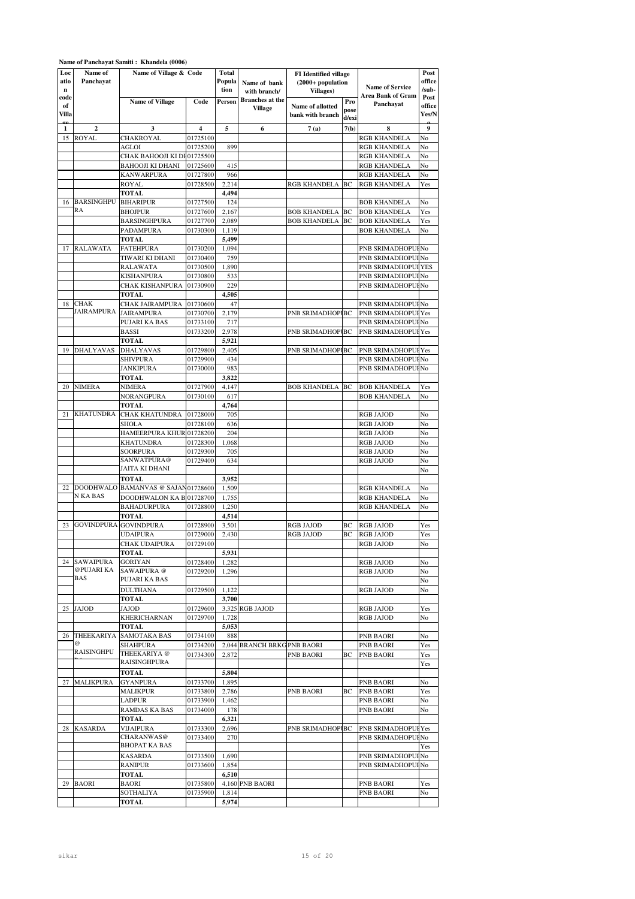**Name of Panchayat Samiti : Khandela (0006)**

| Location code of Village | Name of Panchayat | Name of Village & Code | | Total Population | Name of bank with branch/ Branches at the Village | FI Identified village (2000+ population Villages) | | Name of Service Area Bank of Gram Panchayat | Post office /sub-Post office Yes/No |
|---|---|---|---|---|---|---|---|---|---|
| | | Name of Village | Code | Person | | Name of allotted bank with branch | Proposed/existing | | |
| 1 | 2 | 3 | 4 | 5 | 6 | 7 (a) | 7(b) | 8 | 9 |
| 15 | ROYAL | CHAKROYAL | 01725100 | | | | | RGB KHANDELA | No |
| | | AGLOI | 01725200 | 899 | | | | RGB KHANDELA | No |
| | | CHAK BAHOOJI KI DH | 01725500 | | | | | RGB KHANDELA | No |
| | | BAHOOJI KI DHANI | 01725600 | 415 | | | | RGB KHANDELA | No |
| | | KANWARPURA | 01727800 | 966 | | | | RGB KHANDELA | No |
| | | ROYAL | 01728500 | 2,214 | | RGB KHANDELA | BC | RGB KHANDELA | Yes |
| | | TOTAL | | 4,494 | | | | | |
| 16 | BARSINGHPURA | BIHARIPUR | 01727500 | 124 | | | | BOB KHANDELA | No |
| | | BHOJPUR | 01727600 | 2,167 | | BOB KHANDELA | BC | BOB KHANDELA | Yes |
| | | BARSINGHPURA | 01727700 | 2,089 | | BOB KHANDELA | BC | BOB KHANDELA | Yes |
| | | PADAMPURA | 01730300 | 1,119 | | | | BOB KHANDELA | No |
| | | TOTAL | | 5,499 | | | | | |
| 17 | RALAWATA | FATEHPURA | 01730200 | 1,094 | | | | PNB SRIMADHOPUR | No |
| | | TIWARI KI DHANI | 01730400 | 759 | | | | PNB SRIMADHOPUR | No |
| | | RALAWATA | 01730500 | 1,890 | | | | PNB SRIMADHOPUR | YES |
| | | KISHANPURA | 01730800 | 533 | | | | PNB SRIMADHOPUR | No |
| | | CHAK KISHANPURA | 01730900 | 229 | | | | PNB SRIMADHOPUR | No |
| | | TOTAL | | 4,505 | | | | | |
| 18 | CHAK JAIRAMPURA | CHAK JAIRAMPURA | 01730600 | 47 | | | | PNB SRIMADHOPUR | No |
| | | JAIRAMPURA | 01730700 | 2,179 | | PNB SRIMADHOPUR | BC | PNB SRIMADHOPUR | Yes |
| | | PUJARI KA BAS | 01733100 | 717 | | | | PNB SRIMADHOPUR | No |
| | | BASSI | 01733200 | 2,978 | | PNB SRIMADHOPUR | BC | PNB SRIMADHOPUR | Yes |
| | | TOTAL | | 5,921 | | | | | |
| 19 | DHALYAVAS | DHALYAVAS | 01729800 | 2,405 | | PNB SRIMADHOPUR | BC | PNB SRIMADHOPUR | Yes |
| | | SHIVPURA | 01729900 | 434 | | | | PNB SRIMADHOPUR | No |
| | | JANKIPURA | 01730000 | 983 | | | | PNB SRIMADHOPUR | No |
| | | TOTAL | | 3,822 | | | | | |
| 20 | NIMERA | NIMERA | 01727900 | 4,147 | | BOB KHANDELA | BC | BOB KHANDELA | Yes |
| | | NORANGPURA | 01730100 | 617 | | | | BOB KHANDELA | No |
| | | TOTAL | | 4,764 | | | | | |
| 21 | KHATUNDRA | CHAK KHATUNDRA | 01728000 | 705 | | | | RGB JAJOD | No |
| | | SHOLA | 01728100 | 636 | | | | RGB JAJOD | No |
| | | HAMEERPURA KHURD | 01728200 | 204 | | | | RGB JAJOD | No |
| | | KHATUNDRA | 01728300 | 1,068 | | | | RGB JAJOD | No |
| | | SOORPURA | 01729300 | 705 | | | | RGB JAJOD | No |
| | | SANWATPURA@ | 01729400 | 634 | | | | RGB JAJOD | No |
| | | JAITA KI DHANI | | | | | | | No |
| | | TOTAL | | 3,952 | | | | | |
| 22 | DOODHWALON KA BAS | BAMANVAS @ SAJAN | 01728600 | 1,509 | | | | RGB KHANDELA | No |
| | | DOODHWALON KA B | 01728700 | 1,755 | | | | RGB KHANDELA | No |
| | | BAHADURPURA | 01728800 | 1,250 | | | | RGB KHANDELA | No |
| | | TOTAL | | 4,514 | | | | | |
| 23 | GOVINDPURA | GOVINDPURA | 01728900 | 3,501 | | RGB JAJOD | BC | RGB JAJOD | Yes |
| | | UDAIPURA | 01729000 | 2,430 | | RGB JAJOD | BC | RGB JAJOD | Yes |
| | | CHAK UDAIPURA | 01729100 | | | | | RGB JAJOD | No |
| | | TOTAL | | 5,931 | | | | | |
| 24 | SAWAIPURA @PUJARI KA BAS | GORIYAN | 01728400 | 1,282 | | | | RGB JAJOD | No |
| | | SAWAIPURA @ | 01729200 | 1,296 | | | | RGB JAJOD | No |
| | | PUJARI KA BAS | | | | | | | No |
| | | DULTHANA | 01729500 | 1,122 | | | | RGB JAJOD | No |
| | | TOTAL | | 3,700 | | | | | |
| 25 | JAJOD | JAJOD | 01729600 | 3,325 | RGB JAJOD | | | RGB JAJOD | Yes |
| | | KHERICHARNAN | 01729700 | 1,728 | | | | RGB JAJOD | No |
| | | TOTAL | | 5,053 | | | | | |
| 26 | THEEKARIYA @ RAISINGHPURA | SAMOTAKA BAS | 01734100 | 888 | | | | PNB BAORI | No |
| | | SHAHPURA | 01734200 | 2,044 | BRANCH BRKGB | PNB BAORI | | PNB BAORI | Yes |
| | | THEEKARIYA @ | 01734300 | 2,872 | | PNB BAORI | BC | PNB BAORI | Yes |
| | | RAISINGHPURA | | | | | | | Yes |
| | | TOTAL | | 5,804 | | | | | |
| 27 | MALIKPURA | GYANPURA | 01733700 | 1,895 | | | | PNB BAORI | No |
| | | MALIKPUR | 01733800 | 2,786 | | PNB BAORI | BC | PNB BAORI | Yes |
| | | LADPUR | 01733900 | 1,462 | | | | PNB BAORI | No |
| | | RAMDAS KA BAS | 01734000 | 178 | | | | PNB BAORI | No |
| | | TOTAL | | 6,321 | | | | | |
| 28 | KASARDA | VIJAIPURA | 01733300 | 2,696 | | PNB SRIMADHOPUR | BC | PNB SRIMADHOPUR | Yes |
| | | CHARANWAS@ | 01733400 | 270 | | | | PNB SRIMADHOPUR | No |
| | | BHOPAT KA BAS | | | | | | | Yes |
| | | KASARDA | 01733500 | 1,690 | | | | PNB SRIMADHOPUR | No |
| | | RANIPUR | 01733600 | 1,854 | | | | PNB SRIMADHOPUR | No |
| | | TOTAL | | 6,510 | | | | | |
| 29 | BAORI | BAORI | 01735800 | 4,160 | PNB BAORI | | | PNB BAORI | Yes |
| | | SOTHALIYA | 01735900 | 1,814 | | | | PNB BAORI | No |
| | | TOTAL | | 5,974 | | | | | |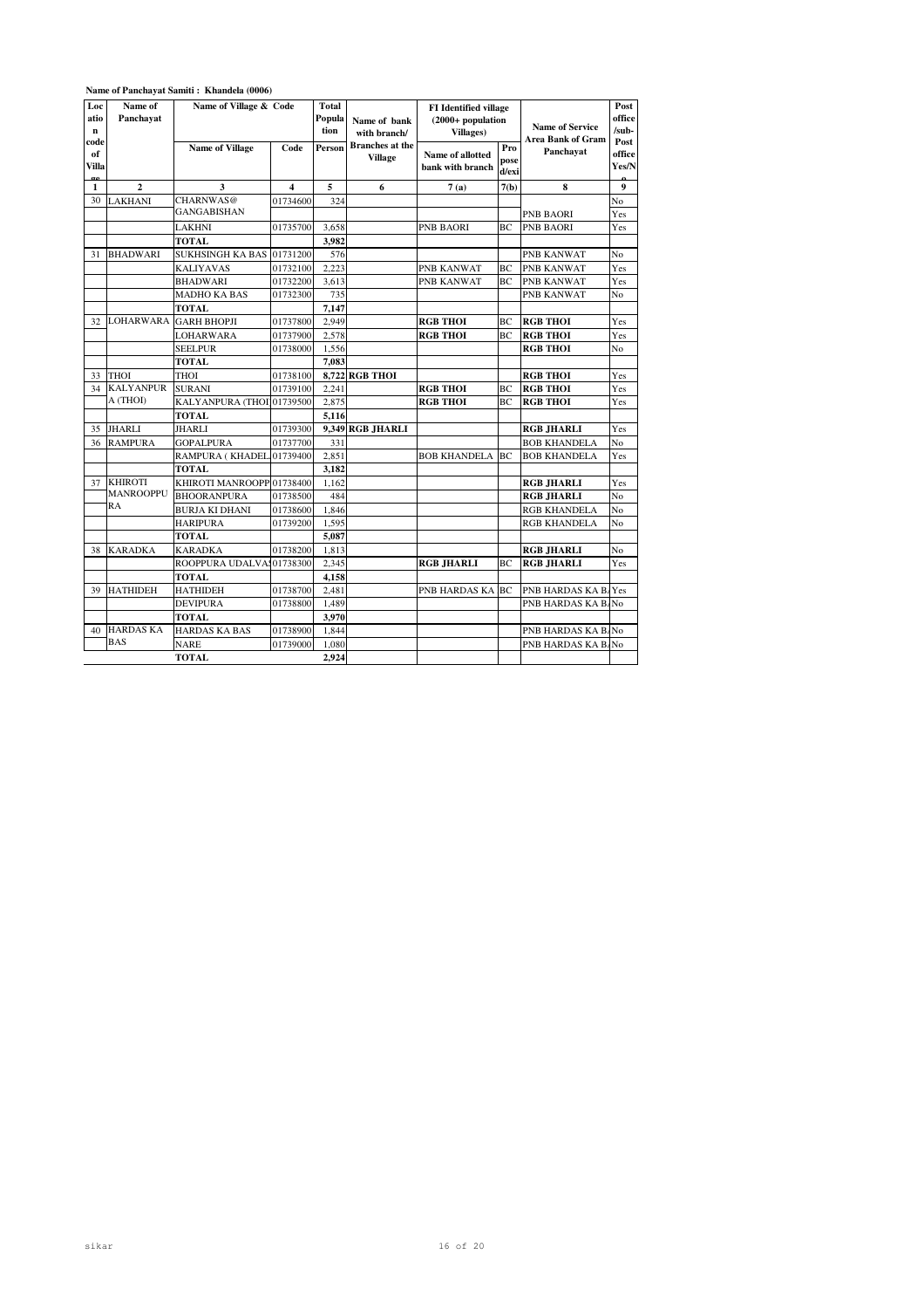**Name of Panchayat Samiti : Khandela (0006)**

| Location code of Village | Name of Panchayat | Name of Village & Code | | Total Population | Name of bank with branch/ Branches at the Village | FI Identified village (2000+ population Villages) | | Name of Service Area Bank of Gram Panchayat | Post office /sub-Post office Yes/No |
|---|---|---|---|---|---|---|---|---|---|
| | | Name of Village | Code | Person | | Name of allotted bank with branch | Proposed/existing | | |
| 1 | 2 | 3 | 4 | 5 | 6 | 7 (a) | 7(b) | 8 | 9 |
| 30 | LAKHANI | CHARNWAS@ GANGABISHAN | 01734600 | 324 | | | | PNB BAORI | No |
| | | | | | | | | | Yes |
| | | LAKHNI | 01735700 | 3,658 | | PNB BAORI | BC | PNB BAORI | Yes |
| | | TOTAL | | 3,982 | | | | | |
| 31 | BHADWARI | SUKHSINGH KA BAS | 01731200 | 576 | | | | PNB KANWAT | No |
| | | KALIYAVAS | 01732100 | 2,223 | | PNB KANWAT | BC | PNB KANWAT | Yes |
| | | BHADWARI | 01732200 | 3,613 | | PNB KANWAT | BC | PNB KANWAT | Yes |
| | | MADHO KA BAS | 01732300 | 735 | | | | PNB KANWAT | No |
| | | TOTAL | | 7,147 | | | | | |
| 32 | LOHARWARA | GARH BHOPJI | 01737800 | 2,949 | | **RGB THOI** | BC | **RGB THOI** | Yes |
| | | LOHARWARA | 01737900 | 2,578 | | **RGB THOI** | BC | **RGB THOI** | Yes |
| | | SEELPUR | 01738000 | 1,556 | | | | **RGB THOI** | No |
| | | TOTAL | | 7,083 | | | | | |
| 33 | THOI | THOI | 01738100 | 8,722 | **RGB THOI** | | | **RGB THOI** | Yes |
| 34 | KALYANPUR A (THOI) | SURANI | 01739100 | 2,241 | | **RGB THOI** | BC | **RGB THOI** | Yes |
| | | KALYANPURA (THOI | 01739500 | 2,875 | | **RGB THOI** | BC | **RGB THOI** | Yes |
| | | TOTAL | | 5,116 | | | | | |
| 35 | JHARLI | JHARLI | 01739300 | 9,349 | **RGB JHARLI** | | | **RGB JHARLI** | Yes |
| 36 | RAMPURA | GOPALPURA | 01737700 | 331 | | | | BOB KHANDELA | No |
| | | RAMPURA ( KHADEL | 01739400 | 2,851 | | BOB KHANDELA | BC | BOB KHANDELA | Yes |
| | | TOTAL | | 3,182 | | | | | |
| 37 | KHIROTI MANROOPPURA | KHIROTI MANROOPP | 01738400 | 1,162 | | | | **RGB JHARLI** | Yes |
| | | BHOORANPURA | 01738500 | 484 | | | | **RGB JHARLI** | No |
| | | BURJA KI DHANI | 01738600 | 1,846 | | | | RGB KHANDELA | No |
| | | HARIPURA | 01739200 | 1,595 | | | | RGB KHANDELA | No |
| | | TOTAL | | 5,087 | | | | | |
| 38 | KARADKA | KARADKA | 01738200 | 1,813 | | | | **RGB JHARLI** | No |
| | | ROOPPURA UDALVA | 01738300 | 2,345 | | **RGB JHARLI** | BC | **RGB JHARLI** | Yes |
| | | TOTAL | | 4,158 | | | | | |
| 39 | HATHIDEH | HATHIDEH | 01738700 | 2,481 | | PNB HARDAS KA | BC | PNB HARDAS KA B | Yes |
| | | DEVIPURA | 01738800 | 1,489 | | | | PNB HARDAS KA B | No |
| | | TOTAL | | 3,970 | | | | | |
| 40 | HARDAS KA BAS | HARDAS KA BAS | 01738900 | 1,844 | | | | PNB HARDAS KA B | No |
| | | NARE | 01739000 | 1,080 | | | | PNB HARDAS KA B | No |
| | | TOTAL | | 2,924 | | | | | |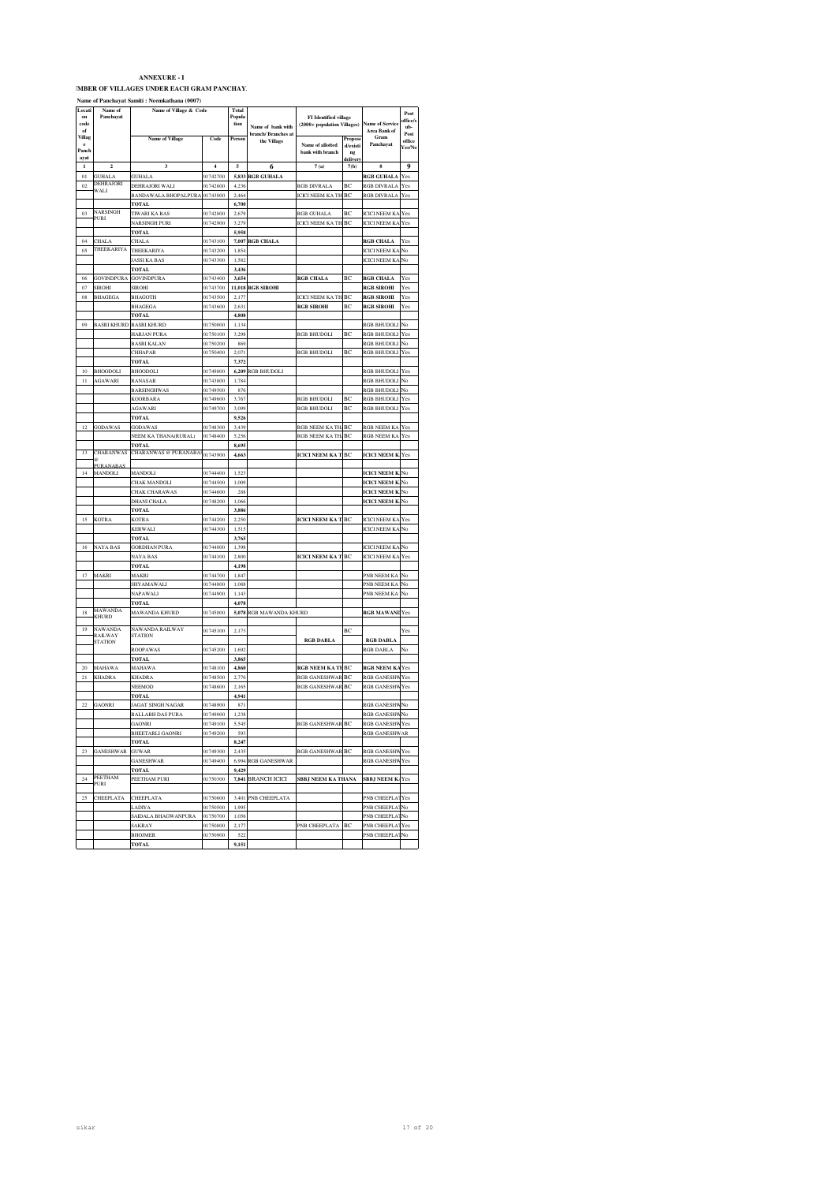**ANNEXURE - I**

**MBER OF VILLAGES UNDER EACH GRAM PANCHAY.**

**Name of Panchayat Samiti : Neemkathana (0007)**

| Location code of Village Panchayat | Name of Panchayat | Name of Village | Code | Total Population Person | Name of bank with branch/ Branches at the Village | FI Identified village (2000+ population Villages) Name of allotted bank with branch | Proposed/existing delivery | Name of Service Area Bank of Gram Panchayat | Post office/sub-Post office Yes/No |
|---|---|---|---|---|---|---|---|---|---|
| 1 | 2 | 3 | 4 | 5 | 6 | 7 (a) | 7 (b) | 8 | 9 |
| 01 | GUHALA | GUHALA | 01742700 | 5,833 | RGB GUHALA | | | RGB GUHALA | Yes |
| 02 | DEHRAJORI WALI | DEHRAJORI WALI | 01742600 | 4,236 | | RGB DIVRALA | BC | RGB DIVRALA | Yes |
| | | BANDAWALA BHOPALPURA | 01743000 | 2,464 | | ICICI NEEM KA TH | BC | RGB DIVRALA | Yes |
| | | TOTAL | | 6,700 | | | | | |
| 03 | NARSINGH PURI | TIWARI KA BAS | 01742800 | 2,679 | | RGB GUHALA | BC | ICICI NEEM KA | Yes |
| | | NARSINGH PURI | 01742900 | 3,279 | | ICICI NEEM KA TH | BC | ICICI NEEM KA | Yes |
| | | TOTAL | | 5,958 | | | | | |
| 04 | CHALA | CHALA | 01743100 | 7,007 | RGB CHALA | | | RGB CHALA | Yes |
| 05 | THEEKARIYA | THEEKARIYA | 01743200 | 1,854 | | | | ICICI NEEM KA | No |
| | | JASSI KA BAS | 01743300 | 1,582 | | | | ICICI NEEM KA | No |
| | | TOTAL | | 3,436 | | | | | |
| 06 | GOVINDPURA | GOVINDPURA | 01743400 | 3,654 | | RGB CHALA | BC | RGB CHALA | Yes |
| 07 | SIROHI | SIROHI | 01743700 | 11,018 | RGB SIROHI | | | RGB SIROHI | Yes |
| 08 | BHAGEGA | BHAGOTH | 01743500 | 2,177 | | ICICI NEEM KA TH | BC | RGB SIROHI | Yes |
| | | BHAGEGA | 01743600 | 2,631 | | RGB SIROHI | BC | RGB SIROHI | Yes |
| | | TOTAL | | 4,808 | | | | | |
| 09 | BASRI KHURD | BASRI KHURD | 01750000 | 1,134 | | | | RGB BHUDOLI | No |
| | | HARJAN PURA | 01750100 | 3,298 | | RGB BHUDOLI | BC | RGB BHUDOLI | Yes |
| | | BASRI KALAN | 01750200 | 869 | | | | RGB BHUDOLI | No |
| | | CHHAPAR | 01750400 | 2,071 | | RGB BHUDOLI | BC | RGB BHUDOLI | Yes |
| | | TOTAL | | 7,372 | | | | | |
| 10 | BHOODOLI | BHOODOLI | 01749800 | 6,209 | RGB BHUDOLI | | | RGB BHUDOLI | Yes |
| 11 | AGAWARI | RANASAR | 01743800 | 1,784 | | | | RGB BHUDOLI | No |
| | | BARSINGHWAS | 01749500 | 876 | | | | RGB BHUDOLI | No |
| | | KOORBARA | 01749600 | 3,767 | | RGB BHUDOLI | BC | RGB BHUDOLI | Yes |
| | | AGAWARI | 01749700 | 3,099 | | RGB BHUDOLI | BC | RGB BHUDOLI | Yes |
| | | TOTAL | | 9,526 | | | | | |
| 12 | GODAWAS | GODAWAS | 01748300 | 3,439 | | RGB NEEM KA TH | BC | RGB NEEM KA | Yes |
| | | NEEM KA THANA(RURAL) | 01748400 | 5,256 | | RGB NEEM KA TH | BC | RGB NEEM KA | Yes |
| | | TOTAL | | 8,695 | | | | | |
| 13 | CHARANWAS @ PURANABAS | CHARANWAS @ PURANABAS | 01743900 | 4,663 | | ICICI NEEM KA T | BC | ICICI NEEM K | Yes |
| 14 | MANDOLI | MANDOLI | 01744400 | 1,523 | | | | ICICI NEEM K | No |
| | | CHAK MANDOLI | 01744500 | 1,009 | | | | ICICI NEEM K | No |
| | | CHAK CHARAWAS | 01744600 | 288 | | | | ICICI NEEM K | No |
| | | DHANI CHALA | 01748200 | 1,066 | | | | ICICI NEEM K | No |
| | | TOTAL | | 3,886 | | | | | |
| 15 | KOTRA | KOTRA | 01744200 | 2,250 | | ICICI NEEM KA T | BC | ICICI NEEM KA | Yes |
| | | KERWALI | 01744300 | 1,515 | | | | ICICI NEEM KA | No |
| | | TOTAL | | 3,765 | | | | | |
| 16 | NAYA BAS | GORDHAN PURA | 01744000 | 1,398 | | | | ICICI NEEM KA | No |
| | | NAYA BAS | 01744100 | 2,800 | | ICICI NEEM KA T | BC | ICICI NEEM KA | Yes |
| | | TOTAL | | 4,198 | | | | | |
| 17 | MAKRI | MAKRI | 01744700 | 1,847 | | | | PNB NEEM KA | No |
| | | SHYAMAWALI | 01744800 | 1,088 | | | | PNB NEEM KA | No |
| | | NAPAWALI | 01744900 | 1,143 | | | | PNB NEEM KA | No |
| | | TOTAL | | 4,078 | | | | | |
| 18 | MAWANDA KHURD | MAWANDA KHURD | 01745000 | 5,078 | RGB MAWANDA KHURD | | | RGB MAWANI | Yes |
| 19 | NAWANDA RAILWAY STATION | NAWANDA RAILWAY STATION | 01745100 | 2,173 | | RGB DABLA | BC | RGB DABLA | Yes |
| | | ROOPAWAS | 01745200 | 1,692 | | | | RGB DABLA | No |
| | | TOTAL | | 3,865 | | | | | |
| 20 | MAHAWA | MAHAWA | 01748100 | 4,860 | | RGB NEEM KA TH | BC | RGB NEEM KA | Yes |
| 21 | KHADRA | KHADRA | 01748500 | 2,776 | | RGB GANESHWAR | BC | RGB GANESHW | Yes |
| | | NEEMOD | 01748600 | 2,165 | | RGB GANESHWAR | BC | RGB GANESHW | Yes |
| | | TOTAL | | 4,941 | | | | | |
| 22 | GAONRI | JAGAT SINGH NAGAR | 01748900 | 871 | | | | RGB GANESHW | No |
| | | BALLABH DAS PURA | 01749000 | 1,238 | | | | RGB GANESHW | No |
| | | GAONRI | 01749100 | 5,545 | | RGB GANESHWAR | BC | RGB GANESHW | Yes |
| | | BHEETARLI GAONRI | 01749200 | 593 | | | | RGB GANESHWAR | |
| | | TOTAL | | 8,247 | | | | | |
| 23 | GANESHWAR | GUWAR | 01749300 | 2,435 | | RGB GANESHWAR | BC | RGB GANESHW | Yes |
| | | GANESHWAR | 01749400 | 6,994 | RGB GANESHWAR | | | RGB GANESHW | Yes |
| | | TOTAL | | 9,429 | | | | | |
| 24 | PEETHAM PURI | PEETHAM PURI | 01750300 | 7,841 | BRANCH ICICI | SBBJ NEEM KA THANA | | SBBJ NEEM K | Yes |
| 25 | CHEEPLATA | CHEEPLATA | 01750600 | 3,401 | PNB CHEEPLATA | | | PNB CHEEPLA | Yes |
| | | LADIYA | 01750500 | 1,995 | | | | PNB CHEEPLA | No |
| | | SAIDALA BHAGWANPURA | 01750700 | 1,056 | | | | PNB CHEEPLA | No |
| | | SAKRAY | 01750800 | 2,177 | | PNB CHEEPLATA | BC | PNB CHEEPLA | Yes |
| | | BHOJMER | 01750900 | 522 | | | | PNB CHEEPLA | No |
| | | TOTAL | | 9,151 | | | | | |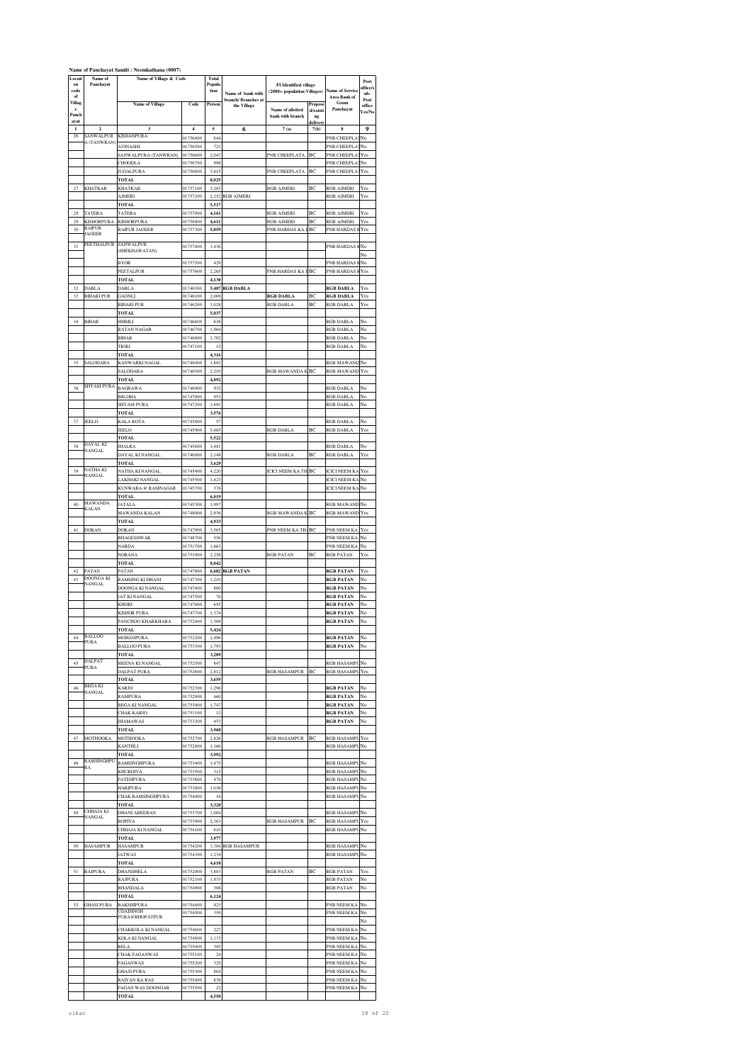**Name of Panchayat Samiti : Neemkathana (0007)**

| Location code of Village Panchayat | Name of Panchayat | Name of Village & Code | | Total Population | Name of bank with branch/ Branches at the Village | FI Identified village (2000+ population Villages) | | Name of Service Area Bank of Gram Panchayat | Post office/sub-Post office Yes/No |
|---|---|---|---|---|---|---|---|---|---|
| | | Name of Village | Code | Person | | Name of allotted bank with branch | Proposed/existing delivery | | |
| 1 | 2 | 3 | 4 | 5 | 6 | 7 (a) | 7 (b) | 8 | 9 |
| 26 | SANWALPURA (TANWRAN) | KISHANPURA | 01756400 | 644 | | | | PNB CHEEPLA | No |
| | | AVINASHI | 01756500 | 721 | | | | PNB CHEEPLA | No |
| | | SANWALPURA (TANWRAN) | 01756600 | 2,047 | | PNB CHEEPLATA | BC | PNB CHEEPLA | Yes |
| | | CHOODLA | 01756700 | 998 | | | | PNB CHEEPLA | No |
| | | JUGALPURA | 01756800 | 3,615 | | PNB CHEEPLATA | BC | PNB CHEEPLA | Yes |
| | | TOTAL | | 8,025 | | | | | |
| 27 | KHATKAR | KHATKAR | 01757100 | 3,265 | | RGB AJMERI | BC | RGB AJMERI | Yes |
| | | AJMERI | 01757200 | 2,252 | RGB AJMERI | | | RGB AJMERI | Yes |
| | | TOTAL | | 5,517 | | | | | |
| 28 | TATERA | TATERA | 01757000 | 4,161 | | RGB AJMERI | BC | RGB AJMERI | Yes |
| 29 | KISHORPURA | KISHORPURA | 01756900 | 4,611 | | RGB AJMERI | BC | RGB AJMERI | Yes |
| 30 | RAIPUR JAGEER | RAIPUR JAGEER | 01757300 | 5,059 | | PNB HARDAS KA B | BC | PNB HARDAS K | Yes |
| 31 | PEETHALPUR | SANWALPUR (SHEKHAWATAN) | 01757400 | 1,436 | | | | PNB HARDAS K | No |
| | | | | | | | | | No |
| | | BYOR | 01757500 | 429 | | | | PNB HARDAS K | No |
| | | PEETALPUR | 01757600 | 2,265 | | PNB HARDAS KA B | BC | PNB HARDAS K | Yes |
| | | TOTAL | | 4,130 | | | | | |
| 32 | DABLA | DABLA | 01746300 | 5,487 | RGB DABLA | | | RGB DABLA | Yes |
| 33 | BIHARI PUR | GAONLI | 01746100 | 2,009 | | RGB DABLA | BC | RGB DABLA | Yes |
| | | BIHARI PUR | 01746200 | 3,028 | | RGB DABLA | BC | RGB DABLA | Yes |
| | | TOTAL | | 5,037 | | | | | |
| 34 | BIHAR | SHIMLI | 01746600 | 638 | | | | RGB DABLA | No |
| | | RATAN NAGAR | 01746700 | 1,964 | | | | RGB DABLA | No |
| | | BIHAR | 01746800 | 1,702 | | | | RGB DABLA | No |
| | | TIGRI | 01747100 | 12 | | | | RGB DABLA | No |
| | | TOTAL | | 4,316 | | | | | |
| 35 | SALODARA | KANWARKI NAGAL | 01746400 | 1,882 | | | | RGB MAWAND | No |
| | | SALODARA | 01746500 | 2,210 | | RGB MAWANDA K | BC | RGB MAWAND | Yes |
| | | TOTAL | | 4,092 | | | | | |
| 36 | SHYAM PURA | BAGRAWA | 01746900 | 932 | | | | RGB DABLA | No |
| | | BMLOHA | 01747000 | 953 | | | | RGB DABLA | No |
| | | SHYAM PURA | 01747200 | 1,691 | | | | RGB DABLA | No |
| | | TOTAL | | 3,576 | | | | | |
| 37 | JEELO | KALA KOTA | 01745800 | 57 | | | | RGB DABLA | No |
| | | JEELO | 01745900 | 5,465 | | RGB DABLA | BC | RGB DABLA | Yes |
| | | TOTAL | | 5,522 | | | | | |
| 38 | DAYAL KI NANGAL | JHALRA | 01745600 | 1,481 | | | | RGB DABLA | No |
| | | DAYAL KI NANGAL | 01746000 | 2,148 | | RGB DABLA | BC | RGB DABLA | Yes |
| | | TOTAL | | 3,629 | | | | | |
| 39 | NATHA KI NANGAL | NATHA KI NANGAL | 01745400 | 4,220 | | ICICI NEEM KA TH | BC | ICICI NEEM KA | Yes |
| | | LAKHAKI NANGAL | 01745500 | 1,423 | | | | ICICI NEEM KA | No |
| | | KUNWARA @ RAMNAGAR | 01745700 | 376 | | | | ICICI NEEM KA | No |
| | | TOTAL | | 6,019 | | | | | |
| 40 | MAWANDA KALAN | JATALA | 01745300 | 1,997 | | | | RGB MAWAND | No |
| | | MAWANDA KALAN | 01748000 | 2,936 | | RGB MAWANDA K | BC | RGB MAWAND | Yes |
| | | TOTAL | | 4,933 | | | | | |
| 41 | DOKAN | DOKAN | 01747900 | 3,565 | | PNB NEEM KA THA | BC | PNB NEEM KA | Yes |
| | | BHAGESHWAR | 01748700 | 556 | | | | PNB NEEM KA | No |
| | | NARDA | 01751700 | 1,663 | | | | PNB NEEM KA | No |
| | | NORANA | 01751900 | 2,258 | | RGB PATAN | BC | RGB PATAN | Yes |
| | | TOTAL | | 8,042 | | | | | |
| 42 | PATAN | PATAN | 01747800 | 6,682 | RGB PATAN | | | RGB PATAN | Yes |
| 43 | DOONGA KI NANGAL | RAMSING KI DHANI | 01747300 | 1,210 | | | | RGB PATAN | No |
| | | DOONGA KI NANGAL | 01747400 | 800 | | | | RGB PATAN | No |
| | | JAT KI NANGAL | 01747500 | 76 | | | | RGB PATAN | No |
| | | KHORI | 01747600 | 655 | | | | RGB PATAN | No |
| | | KISHOR PURA | 01747700 | 1,374 | | | | RGB PATAN | No |
| | | PANCHOO KHARKHARA | 01752400 | 1,309 | | | | RGB PATAN | No |
| | | TOTAL | | 5,424 | | | | | |
| 44 | BALLOO PURA | MOHANPURA | 01752200 | 1,496 | | | | RGB PATAN | No |
| | | BALLOO PURA | 01753300 | 1,793 | | | | RGB PATAN | No |
| | | TOTAL | | 3,289 | | | | | |
| 45 | DALPAT PURA | MEENA KI NANGAL | 01752500 | 847 | | | | RGB HASAMPU | No |
| | | DALPAT PURA | 01752600 | 2,812 | | RGB HASAMPUR | BC | RGB HASAMPU | Yes |
| | | TOTAL | | 3,659 | | | | | |
| 46 | BEGA KI NANGAL | KARJO | 01752300 | 1,296 | | | | RGB PATAN | No |
| | | RAMPURA | 01752900 | 460 | | | | RGB PATAN | No |
| | | BEGA KI NANGAL | 01753000 | 1,747 | | | | RGB PATAN | No |
| | | CHAK KARJO | 01753100 | 12 | | | | RGB PATAN | No |
| | | JHAMAWAS | 01753200 | 453 | | | | RGB PATAN | No |
| | | TOTAL | | 3,968 | | | | | |
| 47 | MOTHOOKA | MOTHOOKA | 01752700 | 2,826 | | RGB HASAMPUR | BC | RGB HASAMPU | Yes |
| | | KANTHLI | 01752800 | 1,166 | | | | RGB HASAMPU | No |
| | | TOTAL | | 3,992 | | | | | |
| 48 | RAMSINGHPURA | RAMSINGHPURA | 01753400 | 1,475 | | | | RGB HASAMPU | No |
| | | KHURDIYA | 01753500 | 315 | | | | RGB HASAMPU | No |
| | | FATEHPURA | 01753600 | 478 | | | | RGB HASAMPU | No |
| | | HARIPURA | 01753800 | 1,036 | | | | RGB HASAMPU | No |
| | | CHAK RAMSINGHPURA | 01754000 | 16 | | | | RGB HASAMPU | No |
| | | TOTAL | | 3,320 | | | | | |
| 49 | CHHAJA KI NANGAL | DHANI AHEERAN | 01753700 | 1,004 | | | | RGB HASAMPU | No |
| | | BOPIYA | 01753900 | 2,363 | | RGB HASAMPUR | BC | RGB HASAMPU | Yes |
| | | CHHAJA KI NANGAL | 01754100 | 610 | | | | RGB HASAMPU | No |
| | | TOTAL | | 3,977 | | | | | |
| 50 | HASAMPUR | HASAMPUR | 01754200 | 3,384 | RGB HASAMPUR | | | RGB HASAMPU | No |
| | | JATWAS | 01754300 | 1,234 | | | | RGB HASAMPU | No |
| | | TOTAL | | 4,618 | | | | | |
| 51 | RAJPURA | DHANDHELA | 01752000 | 3,883 | | RGB PATAN | BC | RGB PATAN | Yes |
| | | RAJPURA | 01752100 | 1,933 | | | | RGB PATAN | No |
| | | BHANDALA | 01754900 | 308 | | | | RGB PATAN | No |
| | | TOTAL | | 6,124 | | | | | |
| 52 | GHASI PURA | BAKSHIPURA | 01754400 | 423 | | | | PNB NEEM KA | No |
| | | UDAISINGH PURA@BHOPATPUR | 01754500 | 359 | | | | PNB NEEM KA | No |
| | | | | | | | | | No |
| | | CHAKKOLA KI NANGAL | 01754600 | 227 | | | | PNB NEEM KA | No |
| | | KOLA KI NANGAL | 01754800 | 1,133 | | | | PNB NEEM KA | No |
| | | RELA | 01755000 | 395 | | | | PNB NEEM KA | No |
| | | CHAK FAGANWAS | 01755100 | 24 | | | | PNB NEEM KA | No |
| | | FAGANWAS | 01755200 | 325 | | | | PNB NEEM KA | No |
| | | GHASI PURA | 01755300 | 804 | | | | PNB NEEM KA | No |
| | | RAIYAN KA BAS | 01755400 | 838 | | | | PNB NEEM KA | No |
| | | FAGAN WAS DOONGAR | 01755500 | 22 | | | | PNB NEEM KA | No |
| | | TOTAL | | 4,550 | | | | | |

sikar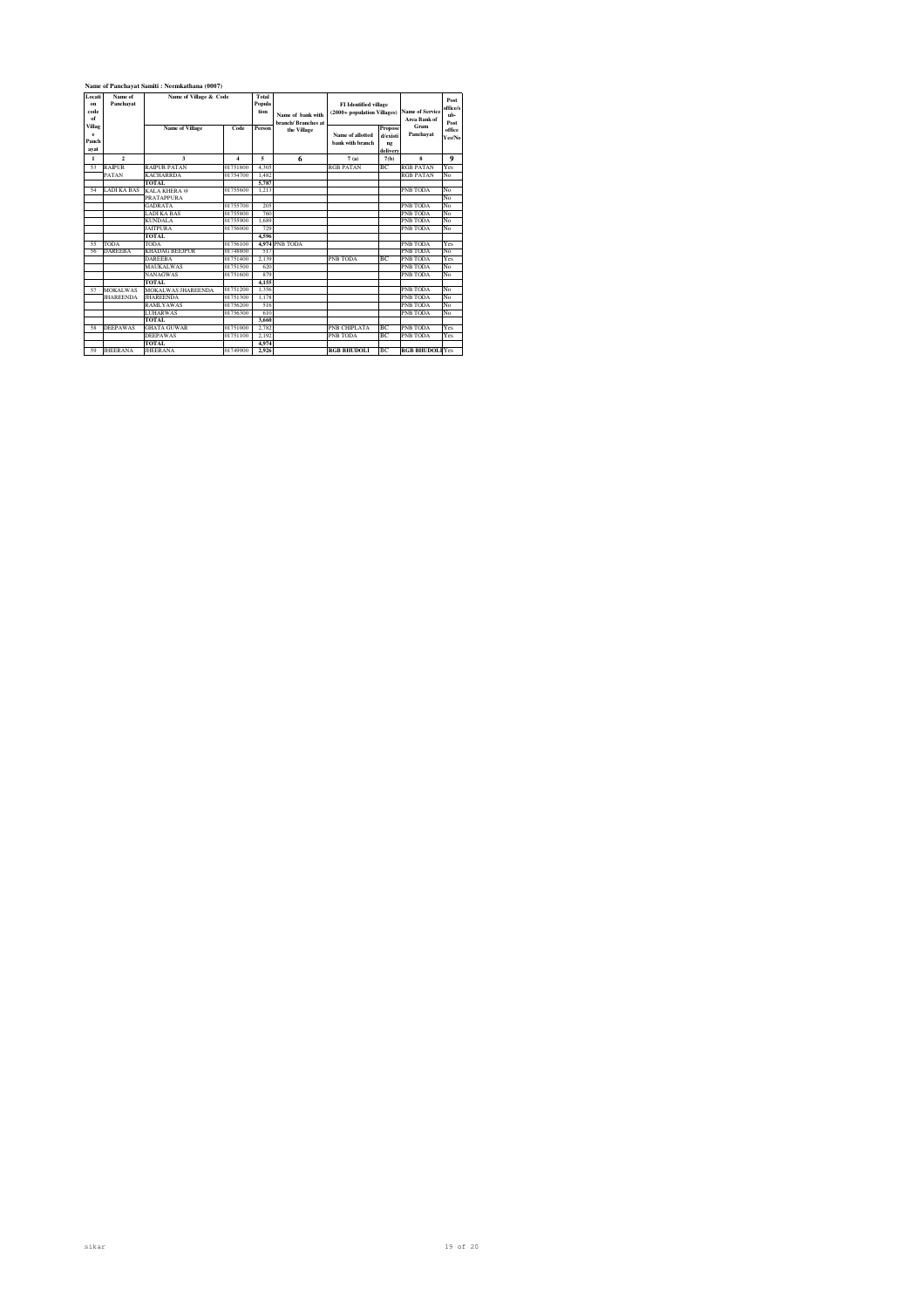**Name of Panchayat Samiti : Neemkathana (0007)**

| Location code of Village Panchayat | Name of Panchayat | Name of Village & Code | | Total Population | Name of bank with branch/ Branches at the Village | FI Identified village (2000+ population Villages) | | Name of Service Area Bank of Gram Panchayat | Post office/sub-Post office Yes/No |
|---|---|---|---|---|---|---|---|---|---|
| | | Name of Village | Code | Person | | Name of allotted bank with branch | Proposed/existing delivery | | |
| 1 | 2 | 3 | 4 | 5 | 6 | 7 (a) | 7(b) | 8 | 9 |
| 53 | RAIPUR PATAN | RAIPUR PATAN | 01751800 | 4,305 | | RGB PATAN | BC | RGB PATAN | Yes |
| | | KACHARRDA | 01754700 | 1,482 | | | | RGB PATAN | No |
| | | **TOTAL** | | **5,787** | | | | | |
| 54 | LADI KA BAS | KALA KHERA @ PRATAPPURA | 01755600 | 1,213 | | | | PNB TODA | No |
| | | | | | | | | | No |
| | | GADRATA | 01755700 | 205 | | | | PNB TODA | No |
| | | LADI KA BAS | 01755800 | 760 | | | | PNB TODA | No |
| | | KUNDALA | 01755900 | 1,689 | | | | PNB TODA | No |
| | | JAITPURA | 01756000 | 729 | | | | PNB TODA | No |
| | | **TOTAL** | | **4,596** | | | | | |
| 55 | TODA | TODA | 01756100 | **4,974** | PNB TODA | | | PNB TODA | Yes |
| 56 | DAREEBA | KHADAG BEEJPUR | 01748800 | 517 | | | | PNB TODA | No |
| | | DAREEBA | 01751400 | 2,139 | | PNB TODA | BC | PNB TODA | Yes |
| | | MAUKALWAS | 01751500 | 620 | | | | PNB TODA | No |
| | | NANAGWAS | 01751600 | 879 | | | | PNB TODA | No |
| | | **TOTAL** | | **4,155** | | | | | |
| 57 | MOKALWAS JHAREENDA | MOKALWAS JHAREENDA | 01751200 | 1,356 | | | | PNB TODA | No |
| | | JHAREENDA | 01751300 | 1,178 | | | | PNB TODA | No |
| | | RAMLYAWAS | 01756200 | 516 | | | | PNB TODA | No |
| | | LUHARWAS | 01756300 | 610 | | | | PNB TODA | No |
| | | **TOTAL** | | **3,660** | | | | | |
| 58 | DEEPAWAS | GHATA GUWAR | 01751000 | 2,782 | | PNB CHIPLATA | BC | PNB TODA | Yes |
| | | DEEPAWAS | 01751100 | 2,192 | | PNB TODA | BC | PNB TODA | Yes |
| | | **TOTAL** | | **4,974** | | | | | |
| 59 | JHEERANA | JHEERANA | 01749900 | **2,926** | | **RGB BHUDOLI** | BC | **RGB BHUDOLI** | Yes |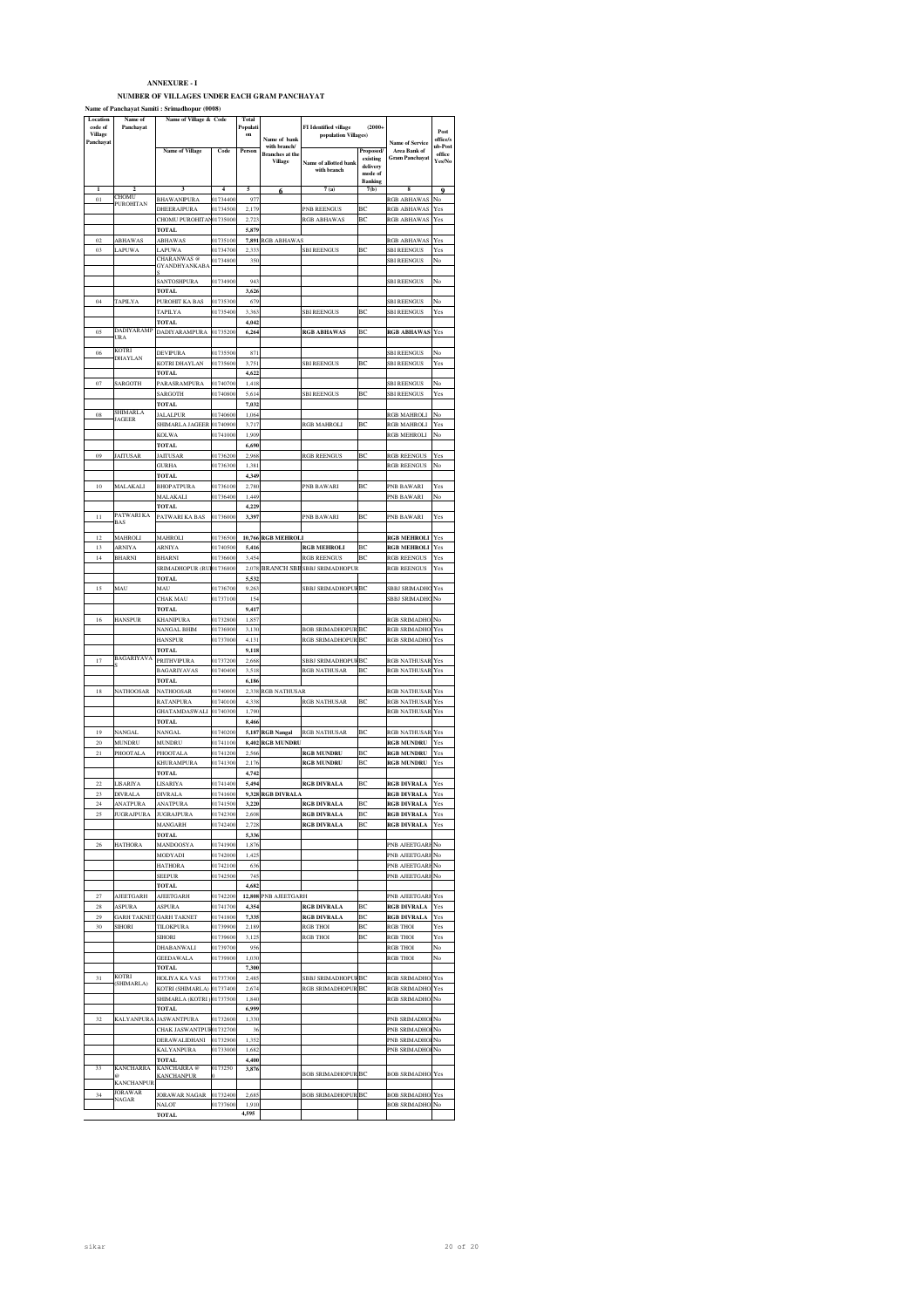**ANNEXURE - I**

**NUMBER OF VILLAGES UNDER EACH GRAM PANCHAYAT**

**Name of Panchayat Samiti : Srimadhopur (0008)**

| Location code of Village Panchayat | Name of Panchayat | Name of Village & Code | | Total Population | Name of bank with branch/ Branches at the Village | FI Identified village (2000+ population Villages) | | Name of Service Area Bank of Gram Panchayat | Post office/sub-Post office Yes/No |
|---|---|---|---|---|---|---|---|---|---|
| | | Name of Village | Code | Person | | Name of allotted bank with branch | Proposed/ existing delivery mode of Banking | | |
| 1 | 2 | 3 | 4 | 5 | 6 | 7(a) | 7(b) | 8 | 9 |
| 01 | CHOMU PUROHITAN | BHAWANIPURA | 01734400 | 977 | | | | RGB ABHAWAS | No |
| | | DHEERAJPURA | 01734500 | 2,179 | | PNB REENGUS | BC | RGB ABHAWAS | Yes |
| | | CHOMU PUROHITAN | 01735000 | 2,723 | | RGB ABHAWAS | BC | RGB ABHAWAS | Yes |
| | | TOTAL | | 5,879 | | | | | |
| 02 | ABHAWAS | ABHAWAS | 01735100 | 7,891 | RGB ABHAWAS | | | RGB ABHAWAS | Yes |
| 03 | LAPUWA | LAPUWA | 01734700 | 2,333 | | SBI REENGUS | BC | SBI REENGUS | Yes |
| | | CHARANWAS @ GYANDHYANKABAS | 01734800 | 350 | | | | SBI REENGUS | No |
| | | SANTOSHPURA | 01734900 | 943 | | | | SBI REENGUS | No |
| | | TOTAL | | 3,626 | | | | | |
| 04 | TAPILYA | PUROHIT KA BAS | 01735300 | 679 | | | | SBI REENGUS | No |
| | | TAPILYA | 01735400 | 3,363 | | SBI REENGUS | BC | SBI REENGUS | Yes |
| | | TOTAL | | 4,042 | | | | | |
| 05 | DADIYARAMPURA | DADIYARAMPURA | 01735200 | 6,264 | | RGB ABHAWAS | BC | RGB ABHAWAS | Yes |
| 06 | KOTRI DHAYLAN | DEVIPURA | 01735500 | 871 | | | | SBI REENGUS | No |
| | | KOTRI DHAYLAN | 01735600 | 3,751 | | SBI REENGUS | BC | SBI REENGUS | Yes |
| | | TOTAL | | 4,622 | | | | | |
| 07 | SARGOTH | PARASRAMPURA | 01740700 | 1,418 | | | | SBI REENGUS | No |
| | | SARGOTH | 01740800 | 5,614 | | SBI REENGUS | BC | SBI REENGUS | Yes |
| | | TOTAL | | 7,032 | | | | | |
| 08 | SHIMARLA JAGEER | JALALPUR | 01740600 | 1,064 | | | | RGB MAHROLI | No |
| | | SHIMARLA JAGEER | 01740900 | 3,717 | | RGB MAHROLI | BC | RGB MAHROLI | Yes |
| | | KOLWA | 01741000 | 1,909 | | | | RGB MEHROLI | No |
| | | TOTAL | | 6,690 | | | | | |
| 09 | JAITUSAR | JAITUSAR | 01736200 | 2,968 | | RGB REENGUS | BC | RGB REENGUS | Yes |
| | | GURHA | 01736300 | 1,381 | | | | RGB REENGUS | No |
| | | TOTAL | | 4,349 | | | | | |
| 10 | MALAKALI | BHOPATPURA | 01736100 | 2,780 | | PNB BAWARI | BC | PNB BAWARI | Yes |
| | | MALAKALI | 01736400 | 1,449 | | | | PNB BAWARI | No |
| | | TOTAL | | 4,229 | | | | | |
| 11 | PATWARI KA BAS | PATWARI KA BAS | 01736000 | 3,397 | | PNB BAWARI | BC | PNB BAWARI | Yes |
| 12 | MAHROLI | MAHROLI | 01736500 | 10,766 | RGB MEHROLI | | | RGB MEHROLI | Yes |
| 13 | ARNIYA | ARNIYA | 01740500 | 5,416 | | RGB MEHROLI | BC | RGB MEHROLI | Yes |
| 14 | BHARNI | BHARNI | 01736600 | 3,454 | | RGB REENGUS | BC | RGB REENGUS | Yes |
| | | SRIMADHOPUR (RURAL) | 01736800 | 2,078 | BRANCH SBBJ SRIMADHOPUR | | | RGB REENGUS | Yes |
| | | TOTAL | | 5,532 | | | | | |
| 15 | MAU | MAU | 01736700 | 9,263 | | SBBJ SRIMADHOPUR | BC | SBBJ SRIMADHOPUR | Yes |
| | | CHAK MAU | 01737100 | 154 | | | | SBBJ SRIMADHOPUR | No |
| | | TOTAL | | 9,417 | | | | | |
| 16 | HANSPUR | KHANIPURA | 01732800 | 1,857 | | | | RGB SRIMADHOPUR | No |
| | | NANGAL BHIM | 01736900 | 3,130 | | BOB SRIMADHOPUR | BC | RGB SRIMADHOPUR | Yes |
| | | HANSPUR | 01737000 | 4,131 | | RGB SRIMADHOPUR | BC | RGB SRIMADHOPUR | Yes |
| | | TOTAL | | 9,118 | | | | | |
| 17 | BAGARIYAVAS | PRITHVIPURA | 01737200 | 2,668 | | SBBJ SRIMADHOPUR | BC | RGB NATHUSAR | Yes |
| | | BAGARIYAVAS | 01740400 | 3,518 | | RGB NATHUSAR | BC | RGB NATHUSAR | Yes |
| | | TOTAL | | 6,186 | | | | | |
| 18 | NATHOOSAR | NATHOOSAR | 01740000 | 2,338 | RGB NATHUSAR | | | RGB NATHUSAR | Yes |
| | | RATANPURA | 01740100 | 4,338 | | RGB NATHUSAR | BC | RGB NATHUSAR | Yes |
| | | GHATAMDASWALI | 01740300 | 1,790 | | | | RGB NATHUSAR | Yes |
| | | TOTAL | | 8,466 | | | | | |
| 19 | NANGAL | NANGAL | 01740200 | 5,187 | RGB Nangal | RGB NATHUSAR | BC | RGB NATHUSAR | Yes |
| 20 | MUNDRU | MUNDRU | 01741100 | 8,402 | RGB MUNDRU | | | RGB MUNDRU | Yes |
| 21 | PHOOTALA | PHOOTALA | 01741200 | 2,566 | | RGB MUNDRU | BC | RGB MUNDRU | Yes |
| | | KHURAMPURA | 01741300 | 2,176 | | RGB MUNDRU | BC | RGB MUNDRU | Yes |
| | | TOTAL | | 4,742 | | | | | |
| 22 | LISARIYA | LISARIYA | 01741400 | 5,494 | | RGB DIVRALA | BC | RGB DIVRALA | Yes |
| 23 | DIVRALA | DIVRALA | 01741600 | 9,328 | RGB DIVRALA | | | RGB DIVRALA | Yes |
| 24 | ANATPURA | ANATPURA | 01741500 | 3,220 | | RGB DIVRALA | BC | RGB DIVRALA | Yes |
| 25 | JUGRAJPURA | JUGRAJPURA | 01742300 | 2,608 | | RGB DIVRALA | BC | RGB DIVRALA | Yes |
| | | MANGARH | 01742400 | 2,728 | | RGB DIVRALA | BC | RGB DIVRALA | Yes |
| | | TOTAL | | 5,336 | | | | | |
| 26 | HATHORA | MANDOOSYA | 01741900 | 1,876 | | | | PNB AJEETGARH | No |
| | | MODYADI | 01742000 | 1,425 | | | | PNB AJEETGARH | No |
| | | HATHORA | 01742100 | 636 | | | | PNB AJEETGARH | No |
| | | SEEPUR | 01742500 | 745 | | | | PNB AJEETGARH | No |
| | | TOTAL | | 4,682 | | | | | |
| 27 | AJEETGARH | AJEETGARH | 01742200 | 12,808 | PNB AJEETGARH | | | PNB AJEETGARH | Yes |
| 28 | ASPURA | ASPURA | 01741700 | 4,354 | | RGB DIVRALA | BC | RGB DIVRALA | Yes |
| 29 | GARH TAKNET | GARH TAKNET | 01741800 | 7,335 | | RGB DIVRALA | BC | RGB DIVRALA | Yes |
| 30 | SIHORI | TILOKPURA | 01739900 | 2,189 | | RGB THOI | BC | RGB THOI | Yes |
| | | SIHORI | 01739600 | 3,125 | | RGB THOI | BC | RGB THOI | Yes |
| | | DHABANWALI | 01739700 | 956 | | | | RGB THOI | No |
| | | GEEDAWALA | 01739800 | 1,030 | | | | RGB THOI | No |
| | | TOTAL | | 7,300 | | | | | |
| 31 | KOTRI (SHIMARLA) | HOLIYA KA VAS | 01737300 | 2,485 | | SBBJ SRIMADHOPUR | BC | RGB SRIMADHOPUR | Yes |
| | | KOTRI (SHIMARLA) | 01737400 | 2,674 | | RGB SRIMADHOPUR | BC | RGB SRIMADHOPUR | Yes |
| | | SHIMARLA (KOTRI) | 01737500 | 1,840 | | | | RGB SRIMADHOPUR | No |
| | | TOTAL | | 6,999 | | | | | |
| 32 | KALYANPURA | JASWANTPURA | 01732600 | 1,330 | | | | PNB SRIMADHOPUR | No |
| | | CHAK JASWANTPURA | 01732700 | 36 | | | | PNB SRIMADHOPUR | No |
| | | DERAWALIDHANI | 01732900 | 1,352 | | | | PNB SRIMADHOPUR | No |
| | | KALYANPURA | 01733000 | 1,682 | | | | PNB SRIMADHOPUR | No |
| | | TOTAL | | 4,400 | | | | | |
| 33 | KANCHARRA @ KANCHANPUR | KANCHARRA @ KANCHANPUR | 01732500 | 3,876 | | BOB SRIMADHOPUR | BC | BOB SRIMADHOPUR | Yes |
| 34 | JORAWAR NAGAR | JORAWAR NAGAR | 01732400 | 2,685 | | BOB SRIMADHOPUR | BC | BOB SRIMADHOPUR | Yes |
| | | NALOT | 01737600 | 1,910 | | | | BOB SRIMADHOPUR | No |
| | | TOTAL | | 4,595 | | | | | |